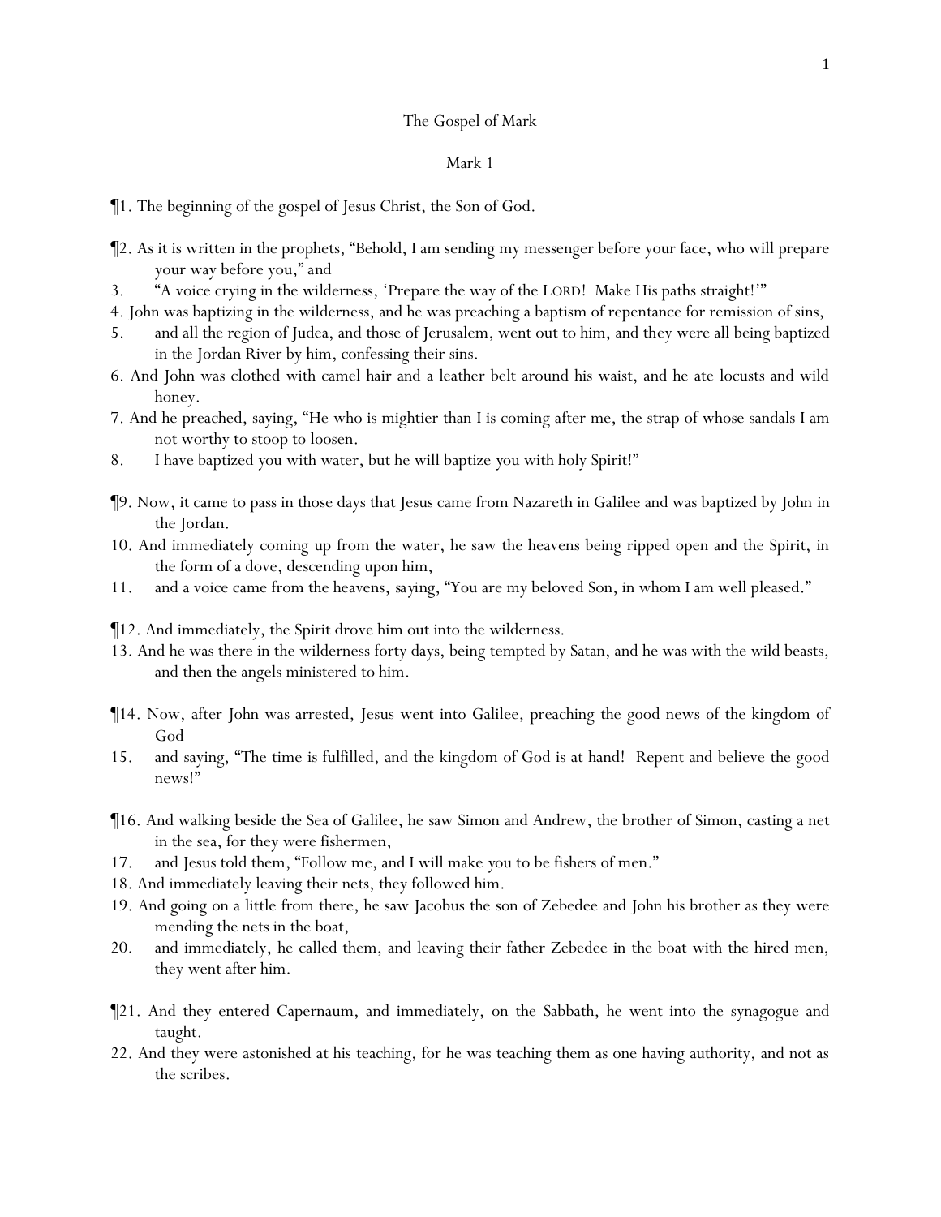# The Gospel of Mark

## Mark 1

¶1. The beginning of the gospel of Jesus Christ, the Son of God.

¶2. As it is written in the prophets, "Behold, I am sending my messenger before your face, who will prepare your way before you," and
3. "A voice crying in the wilderness, 'Prepare the way of the LORD! Make His paths straight!'"
4. John was baptizing in the wilderness, and he was preaching a baptism of repentance for remission of sins,
5. and all the region of Judea, and those of Jerusalem, went out to him, and they were all being baptized in the Jordan River by him, confessing their sins.
6. And John was clothed with camel hair and a leather belt around his waist, and he ate locusts and wild honey.
7. And he preached, saying, "He who is mightier than I is coming after me, the strap of whose sandals I am not worthy to stoop to loosen.
8. I have baptized you with water, but he will baptize you with holy Spirit!"

¶9. Now, it came to pass in those days that Jesus came from Nazareth in Galilee and was baptized by John in the Jordan.
10. And immediately coming up from the water, he saw the heavens being ripped open and the Spirit, in the form of a dove, descending upon him,
11. and a voice came from the heavens, *saying*, "You are my beloved Son, in whom I am well pleased."

¶12. And immediately, the Spirit drove him out into the wilderness.
13. And he was there in the wilderness forty days, being tempted by Satan, and he was with the wild beasts, and then the angels ministered to him.

¶14. Now, after John was arrested, Jesus went into Galilee, preaching the good news of the kingdom of God
15. and saying, "The time is fulfilled, and the kingdom of God is at hand! Repent and believe the good news!"

¶16. And walking beside the Sea of Galilee, he saw Simon and Andrew, the brother of Simon, casting a net in the sea, for they were fishermen,
17. and Jesus told them, "Follow me, and I will make you to be fishers of men."
18. And immediately leaving their nets, they followed him.
19. And going on a little from there, he saw Jacobus the son of Zebedee and John his brother as they were mending the nets in the boat,
20. and immediately, he called them, and leaving their father Zebedee in the boat with the hired men, they went after him.

¶21. And they entered Capernaum, and immediately, on the Sabbath, he went into the synagogue and taught.
22. And they were astonished at his teaching, for he was teaching them as one having authority, and not as the scribes.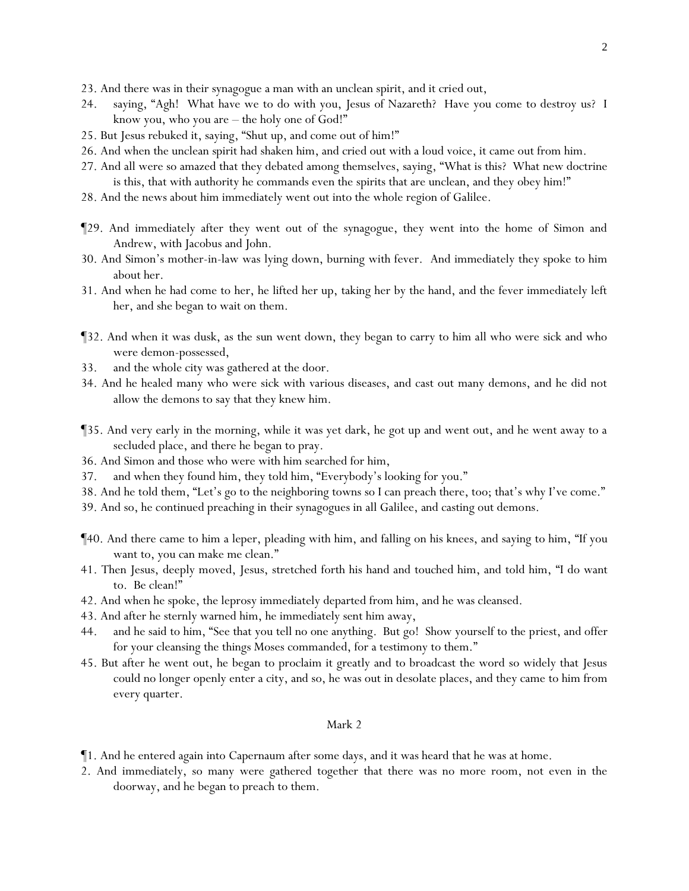23. And there was in their synagogue a man with an unclean spirit, and it cried out,

24. saying, "Agh! What have we to do with you, Jesus of Nazareth? Have you come to destroy us? I know you, who you are – the holy one of God!"

25. But Jesus rebuked it, saying, "Shut up, and come out of him!"

26. And when the unclean spirit had shaken him, and cried out with a loud voice, it came out from him.

27. And all were so amazed that they debated among themselves, saying, "What is this? What new doctrine is this, that with authority he commands even the spirits that are unclean, and they obey him!"

28. And the news about him immediately went out into the whole region of Galilee.

¶29. And immediately after they went out of the synagogue, they went into the home of Simon and Andrew, with Jacobus and John.

30. And Simon's mother-in-law was lying down, burning with fever. And immediately they spoke to him about her.

31. And when he had come to her, he lifted her up, taking her by the hand, and the fever immediately left her, and she began to wait on them.

¶32. And when it was dusk, as the sun went down, they began to carry to him all who were sick and who were demon-possessed,

33. and the whole city was gathered at the door.

34. And he healed many who were sick with various diseases, and cast out many demons, and he did not allow the demons to say that they knew him.

¶35. And very early in the morning, while it was yet dark, he got up and went out, and he went away to a secluded place, and there he began to pray.

36. And Simon and those who were with him searched for him,

37. and when they found him, they told him, "Everybody's looking for you."

38. And he told them, "Let's go to the neighboring towns so I can preach there, too; that's why I've come."

39. And so, he continued preaching in their synagogues in all Galilee, and casting out demons.

¶40. And there came to him a leper, pleading with him, and falling on his knees, and saying to him, "If you want to, you can make me clean."

41. Then Jesus, deeply moved, Jesus, stretched forth his hand and touched him, and told him, "I do want to. Be clean!"

42. And when he spoke, the leprosy immediately departed from him, and he was cleansed.

43. And after he sternly warned him, he immediately sent him away,

44. and he said to him, "See that you tell no one anything. But go! Show yourself to the priest, and offer for your cleansing the things Moses commanded, for a testimony to them."

45. But after he went out, he began to proclaim it greatly and to broadcast the word so widely that Jesus could no longer openly enter a city, and so, he was out in desolate places, and they came to him from every quarter.

## Mark 2

¶1. And he entered again into Capernaum after some days, and it was heard that he was at home.

2. And immediately, so many were gathered together that there was no more room, not even in the doorway, and he began to preach to them.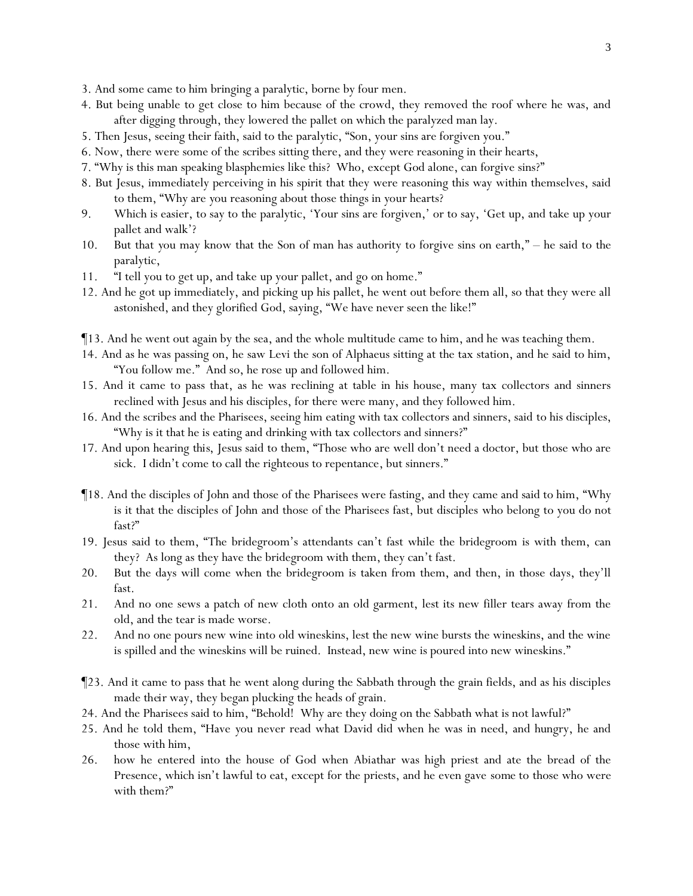3. And some came to him bringing a paralytic, borne by four men.

4. But being unable to get close to him because of the crowd, they removed the roof where he was, and after digging through, they lowered the pallet on which the paralyzed man lay.

5. Then Jesus, seeing their faith, said to the paralytic, "Son, your sins are forgiven you."

6. Now, there were some of the scribes sitting there, and they were reasoning in their hearts,

7. "Why is this man speaking blasphemies like this? Who, except God alone, can forgive sins?"

8. But Jesus, immediately perceiving in his spirit that they were reasoning this way within themselves, said to them, "Why are you reasoning about those things in your hearts?

9. Which is easier, to say to the paralytic, 'Your sins are forgiven,' or to say, 'Get up, and take up your pallet and walk'?

10. But that you may know that the Son of man has authority to forgive sins on earth," – he said to the paralytic,

11. "I tell you to get up, and take up your pallet, and go on home."

12. And he got up immediately, and picking up his pallet, he went out before them all, so that they were all astonished, and they glorified God, saying, "We have never seen the like!"

¶13. And he went out again by the sea, and the whole multitude came to him, and he was teaching them.

14. And as he was passing on, he saw Levi the son of Alphaeus sitting at the tax station, and he said to him, "You follow me." And so, he rose up and followed him.

15. And it came to pass that, as he was reclining at table in his house, many tax collectors and sinners reclined with Jesus and his disciples, for there were many, and they followed him.

16. And the scribes and the Pharisees, seeing him eating with tax collectors and sinners, said to his disciples, "Why is it that he is eating and drinking with tax collectors and sinners?"

17. And upon hearing this, Jesus said to them, "Those who are well don't need a doctor, but those who are sick. I didn't come to call the righteous to repentance, but sinners."

¶18. And the disciples of John and those of the Pharisees were fasting, and they came and said to him, "Why is it that the disciples of John and those of the Pharisees fast, but disciples who belong to you do not fast?"

19. Jesus said to them, "The bridegroom's attendants can't fast while the bridegroom is with them, can they? As long as they have the bridegroom with them, they can't fast.

20. But the days will come when the bridegroom is taken from them, and then, in those days, they'll fast.

21. And no one sews a patch of new cloth onto an old garment, lest its new filler tears away from the old, and the tear is made worse.

22. And no one pours new wine into old wineskins, lest the new wine bursts the wineskins, and the wine is spilled and the wineskins will be ruined. Instead, new wine is poured into new wineskins."

¶23. And it came to pass that he went along during the Sabbath through the grain fields, and as his disciples made their way, they began plucking the heads of grain.

24. And the Pharisees said to him, "Behold! Why are they doing on the Sabbath what is not lawful?"

25. And he told them, "Have you never read what David did when he was in need, and hungry, he and those with him,

26. how he entered into the house of God when Abiathar was high priest and ate the bread of the Presence, which isn't lawful to eat, except for the priests, and he even gave some to those who were with them?"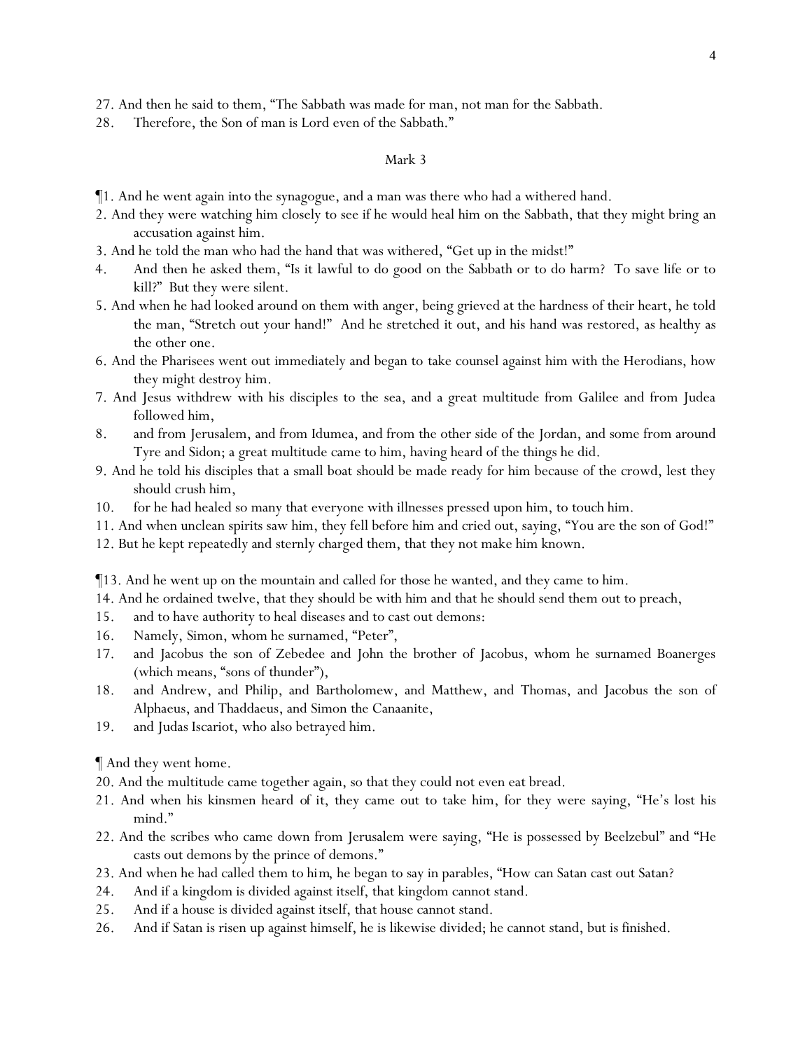27. And then he said to them, “The Sabbath was made for man, not man for the Sabbath.

28. Therefore, the Son of man is Lord even of the Sabbath.”

## Mark 3

¶1. And he went again into the synagogue, and a man was there who had a withered hand.

2. And they were watching him closely to see if he would heal him on the Sabbath, that they might bring an accusation against him.

3. And he told the man who had the hand that was withered, “Get up in the midst!”

4. And then he asked them, “Is it lawful to do good on the Sabbath or to do harm? To save life or to kill?” But they were silent.

5. And when he had looked around on them with anger, being grieved at the hardness of their heart, he told the man, “Stretch out your hand!” And he stretched it out, and his hand was restored, as healthy as the other one.

6. And the Pharisees went out immediately and began to take counsel against him with the Herodians, how they might destroy him.

7. And Jesus withdrew with his disciples to the sea, and a great multitude from Galilee and from Judea followed him,

8. and from Jerusalem, and from Idumea, and from the other side of the Jordan, and some from around Tyre and Sidon; a great multitude came to him, having heard of the things he did.

9. And he told his disciples that a small boat should be made ready for him because of the crowd, lest they should crush him,

10. for he had healed so many that everyone with illnesses pressed upon him, to touch him.

11. And when unclean spirits saw him, they fell before him and cried out, saying, “You are the son of God!”

12. But he kept repeatedly and sternly charged them, that they not make him known.

¶13. And he went up on the mountain and called for those he wanted, and they came to him.

14. And he ordained twelve, that they should be with him and that he should send them out to preach,

15. and to have authority to heal diseases and to cast out demons:

16. Namely, Simon, whom he surnamed, “Peter”,

17. and Jacobus the son of Zebedee and John the brother of Jacobus, whom he surnamed Boanerges (which means, “sons of thunder”),

18. and Andrew, and Philip, and Bartholomew, and Matthew, and Thomas, and Jacobus the son of Alphaeus, and Thaddaeus, and Simon the Canaanite,

19. and Judas Iscariot, who also betrayed him.

¶ And they went home.

20. And the multitude came together again, so that they could not even eat bread.

21. And when his kinsmen heard of it, they came out to take him, for they were saying, “He’s lost his mind.”

22. And the scribes who came down from Jerusalem were saying, “He is possessed by Beelzebul” and “He casts out demons by the prince of demons.”

23. And when he had called them to him, he began to say in parables, “How can Satan cast out Satan?

24. And if a kingdom is divided against itself, that kingdom cannot stand.

25. And if a house is divided against itself, that house cannot stand.

26. And if Satan is risen up against himself, he is likewise divided; he cannot stand, but is finished.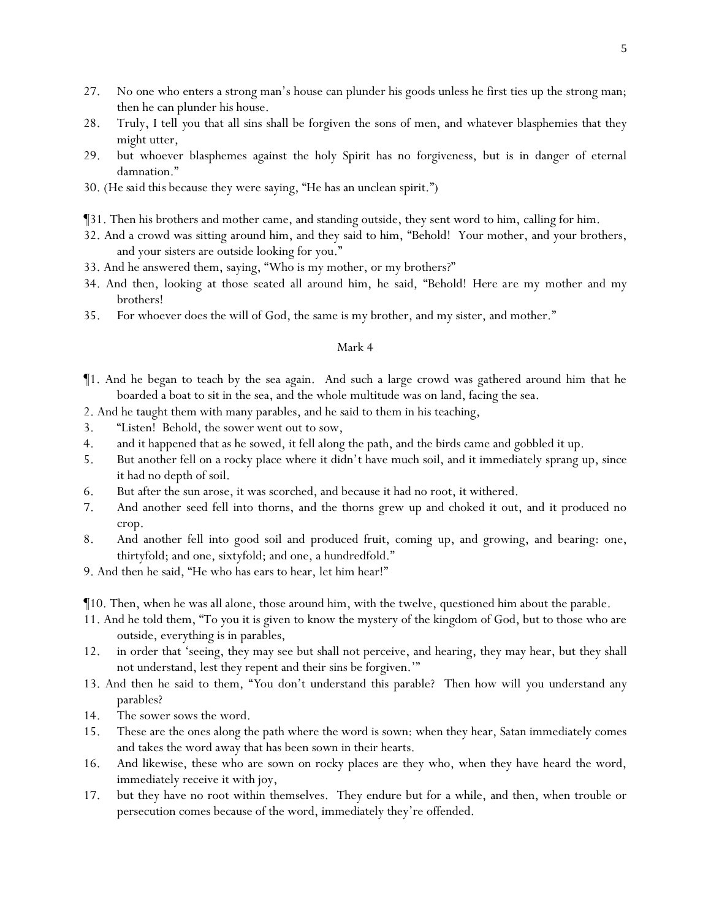27. No one who enters a strong man's house can plunder his goods unless he first ties up the strong man; then he can plunder his house.
28. Truly, I tell you that all sins shall be forgiven the sons of men, and whatever blasphemies that they might utter,
29. but whoever blasphemes against the holy Spirit has no forgiveness, but is in danger of eternal damnation."
30. (He said this because they were saying, "He has an unclean spirit.")

¶31. Then his brothers and mother came, and standing outside, they sent word to him, calling for him.
32. And a crowd was sitting around him, and they said to him, "Behold! Your mother, and your brothers, and your sisters are outside looking for you."
33. And he answered them, saying, "Who is my mother, or my brothers?"
34. And then, looking at those seated all around him, he said, "Behold! Here are my mother and my brothers!
35. For whoever does the will of God, the same is my brother, and my sister, and mother."

## Mark 4

¶1. And he began to teach by the sea again. And such a large crowd was gathered around him that he boarded a boat to sit in the sea, and the whole multitude was on land, facing the sea.
2. And he taught them with many parables, and he said to them in his teaching,
3. "Listen! Behold, the sower went out to sow,
4. and it happened that as he sowed, it fell along the path, and the birds came and gobbled it up.
5. But another fell on a rocky place where it didn't have much soil, and it immediately sprang up, since it had no depth of soil.
6. But after the sun arose, it was scorched, and because it had no root, it withered.
7. And another seed fell into thorns, and the thorns grew up and choked it out, and it produced no crop.
8. And another fell into good soil and produced fruit, coming up, and growing, and bearing: one, thirtyfold; and one, sixtyfold; and one, a hundredfold."
9. And then he said, "He who has ears to hear, let him hear!"

¶10. Then, when he was all alone, those around him, with the twelve, questioned him about the parable.
11. And he told them, "To you it is given to know the mystery of the kingdom of God, but to those who are outside, everything is in parables,
12. in order that 'seeing, they may see but shall not perceive, and hearing, they may hear, but they shall not understand, lest they repent and their sins be forgiven.'"
13. And then he said to them, "You don't understand this parable? Then how will you understand any parables?
14. The sower sows the word.
15. These are the ones along the path where the word is sown: when they hear, Satan immediately comes and takes the word away that has been sown in their hearts.
16. And likewise, these who are sown on rocky places are they who, when they have heard the word, immediately receive it with joy,
17. but they have no root within themselves. They endure but for a while, and then, when trouble or persecution comes because of the word, immediately they're offended.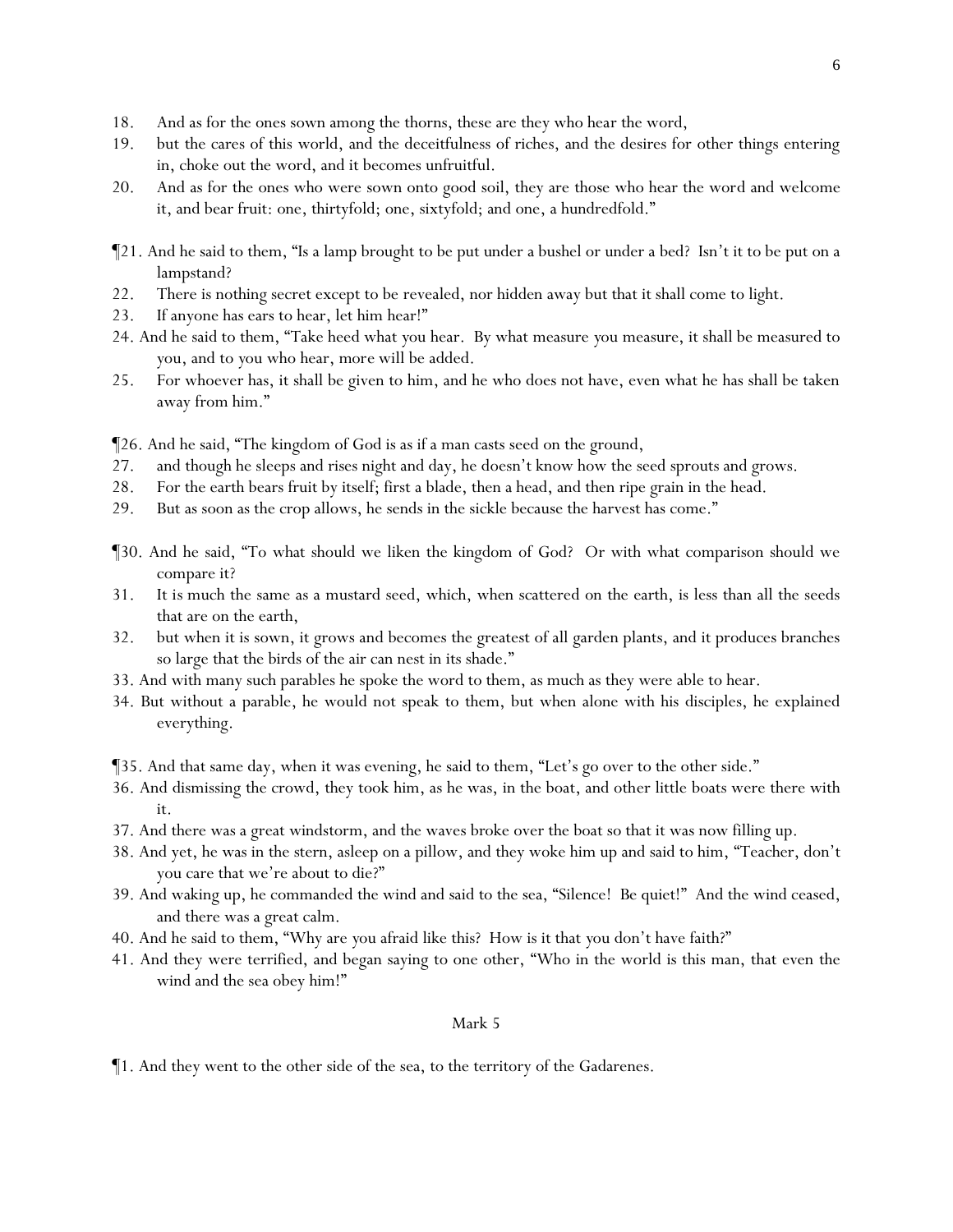18. And as for the ones sown among the thorns, these are they who hear the word,
19. but the cares of this world, and the deceitfulness of riches, and the desires for other things entering in, choke out the word, and it becomes unfruitful.
20. And as for the ones who were sown onto good soil, they are those who hear the word and welcome it, and bear fruit: one, thirtyfold; one, sixtyfold; and one, a hundredfold."

¶21. And he said to them, "Is a lamp brought to be put under a bushel or under a bed? Isn't it to be put on a lampstand?
22. There is nothing secret except to be revealed, nor hidden away but that it shall come to light.
23. If anyone has ears to hear, let him hear!"
24. And he said to them, "Take heed what you hear. By what measure you measure, it shall be measured to you, and to you who hear, more will be added.
25. For whoever has, it shall be given to him, and he who does not have, even what he has shall be taken away from him."

¶26. And he said, "The kingdom of God is as if a man casts seed on the ground,
27. and though he sleeps and rises night and day, he doesn't know how the seed sprouts and grows.
28. For the earth bears fruit by itself; first a blade, then a head, and then ripe grain in the head.
29. But as soon as the crop allows, he sends in the sickle because the harvest has come."

¶30. And he said, "To what should we liken the kingdom of God? Or with what comparison should we compare it?
31. It is much the same as a mustard seed, which, when scattered on the earth, is less than all the seeds that are on the earth,
32. but when it is sown, it grows and becomes the greatest of all garden plants, and it produces branches so large that the birds of the air can nest in its shade."
33. And with many such parables he spoke the word to them, as much as they were able to hear.
34. But without a parable, he would not speak to them, but when alone with his disciples, he explained everything.

¶35. And that same day, when it was evening, he said to them, "Let's go over to the other side."
36. And dismissing the crowd, they took him, as he was, in the boat, and other little boats were there with it.
37. And there was a great windstorm, and the waves broke over the boat so that it was now filling up.
38. And yet, he was in the stern, asleep on a pillow, and they woke him up and said to him, "Teacher, don't you care that we're about to die?"
39. And waking up, he commanded the wind and said to the sea, "Silence! Be quiet!" And the wind ceased, and there was a great calm.
40. And he said to them, "Why are you afraid like this? How is it that you don't have faith?"
41. And they were terrified, and began saying to one other, "Who in the world is this man, that even the wind and the sea obey him!"

## Mark 5

¶1. And they went to the other side of the sea, to the territory of the Gadarenes.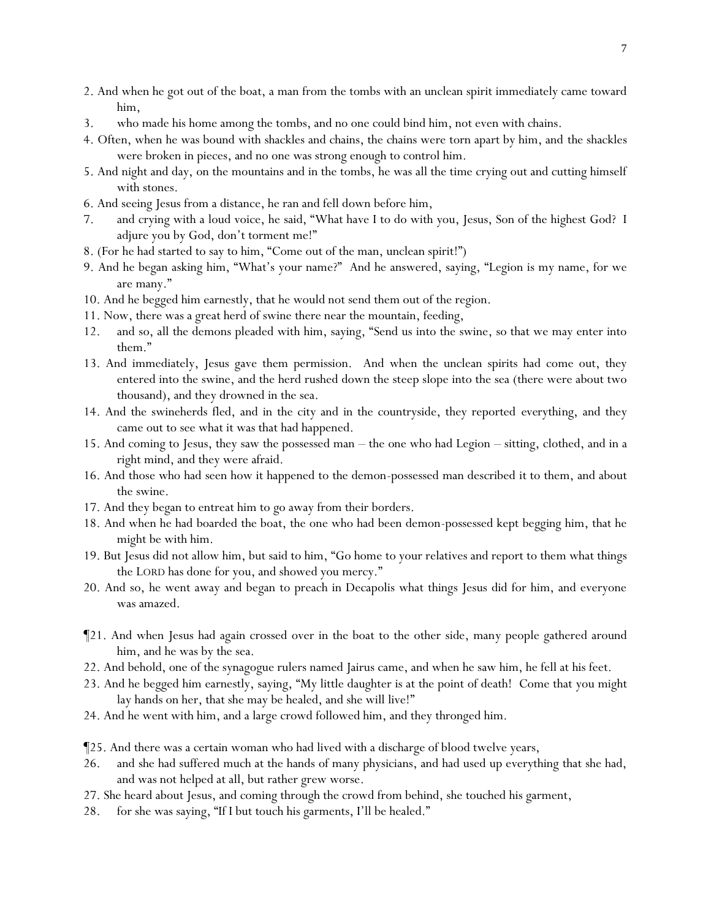2. And when he got out of the boat, a man from the tombs with an unclean spirit immediately came toward him,

3. who made his home among the tombs, and no one could bind him, not even with chains.

4. Often, when he was bound with shackles and chains, the chains were torn apart by him, and the shackles were broken in pieces, and no one was strong enough to control him.

5. And night and day, on the mountains and in the tombs, he was all the time crying out and cutting himself with stones.

6. And seeing Jesus from a distance, he ran and fell down before him,

7. and crying with a loud voice, he said, "What have I to do with you, Jesus, Son of the highest God? I adjure you by God, don't torment me!"

8. (For he had started to say to him, "Come out of the man, unclean spirit!")

9. And he began asking him, "What's your name?" And he answered, saying, "Legion is my name, for we are many."

10. And he begged him earnestly, that he would not send them out of the region.

11. Now, there was a great herd of swine there near the mountain, feeding,

12. and so, all the demons pleaded with him, saying, "Send us into the swine, so that we may enter into them."

13. And immediately, Jesus gave them permission. And when the unclean spirits had come out, they entered into the swine, and the herd rushed down the steep slope into the sea (there were about two thousand), and they drowned in the sea.

14. And the swineherds fled, and in the city and in the countryside, they reported everything, and they came out to see what it was that had happened.

15. And coming to Jesus, they saw the possessed man – the one who had Legion – sitting, clothed, and in a right mind, and they were afraid.

16. And those who had seen how it happened to the demon-possessed man described it to them, and about the swine.

17. And they began to entreat him to go away from their borders.

18. And when he had boarded the boat, the one who had been demon-possessed kept begging him, that he might be with him.

19. But Jesus did not allow him, but said to him, "Go home to your relatives and report to them what things the LORD has done for you, and showed you mercy."

20. And so, he went away and began to preach in Decapolis what things Jesus did for him, and everyone was amazed.

¶21. And when Jesus had again crossed over in the boat to the other side, many people gathered around him, and he was by the sea.

22. And behold, one of the synagogue rulers named Jairus came, and when he saw him, he fell at his feet.

23. And he begged him earnestly, saying, "My little daughter is at the point of death! Come that you might lay hands on her, that she may be healed, and she will live!"

24. And he went with him, and a large crowd followed him, and they thronged him.

¶25. And there was a certain woman who had lived with a discharge of blood twelve years,

26. and she had suffered much at the hands of many physicians, and had used up everything that she had, and was not helped at all, but rather grew worse.

27. She heard about Jesus, and coming through the crowd from behind, she touched his garment,

28. for she was saying, "If I but touch his garments, I'll be healed."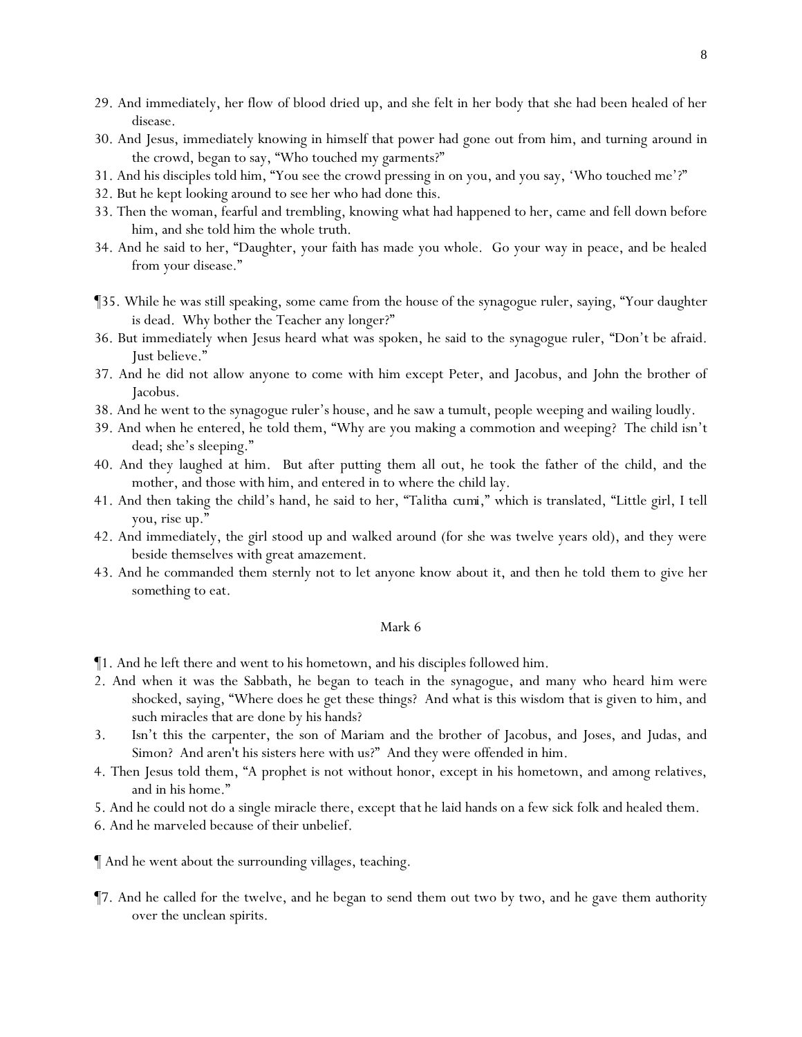29. And immediately, her flow of blood dried up, and she felt in her body that she had been healed of her disease.
30. And Jesus, immediately knowing in himself that power had gone out from him, and turning around in the crowd, began to say, "Who touched my garments?"
31. And his disciples told him, "You see the crowd pressing in on you, and you say, 'Who touched me'?"
32. But he kept looking around to see her who had done this.
33. Then the woman, fearful and trembling, knowing what had happened to her, came and fell down before him, and she told him the whole truth.
34. And he said to her, "Daughter, your faith has made you whole. Go your way in peace, and be healed from your disease."

¶35. While he was still speaking, some came from the house of the synagogue ruler, saying, "Your daughter is dead. Why bother the Teacher any longer?"
36. But immediately when Jesus heard what was spoken, he said to the synagogue ruler, "Don't be afraid. Just believe."
37. And he did not allow anyone to come with him except Peter, and Jacobus, and John the brother of Jacobus.
38. And he went to the synagogue ruler's house, and he saw a tumult, people weeping and wailing loudly.
39. And when he entered, he told them, "Why are you making a commotion and weeping? The child isn't dead; she's sleeping."
40. And they laughed at him. But after putting them all out, he took the father of the child, and the mother, and those with him, and entered in to where the child lay.
41. And then taking the child's hand, he said to her, "*Talitha cumi*," which is translated, "Little girl, I tell you, rise up."
42. And immediately, the girl stood up and walked around (for she was twelve years old), and they were beside themselves with great amazement.
43. And he commanded them sternly not to let anyone know about it, and then he told them to give her something to eat.

## Mark 6

¶1. And he left there and went to his hometown, and his disciples followed him.
2. And when it was the Sabbath, he began to teach in the synagogue, and many who heard him were shocked, saying, "Where does he get these things? And what is this wisdom that is given to him, and such miracles that are done by his hands?
3. Isn't this the carpenter, the son of Mariam and the brother of Jacobus, and Joses, and Judas, and Simon? And aren't his sisters here with us?" And they were offended in him.
4. Then Jesus told them, "A prophet is not without honor, except in his hometown, and among relatives, and in his home."
5. And he could not do a single miracle there, except that he laid hands on a few sick folk and healed them.
6. And he marveled because of their unbelief.

¶ And he went about the surrounding villages, teaching.

¶7. And he called for the twelve, and he began to send them out two by two, and he gave them authority over the unclean spirits.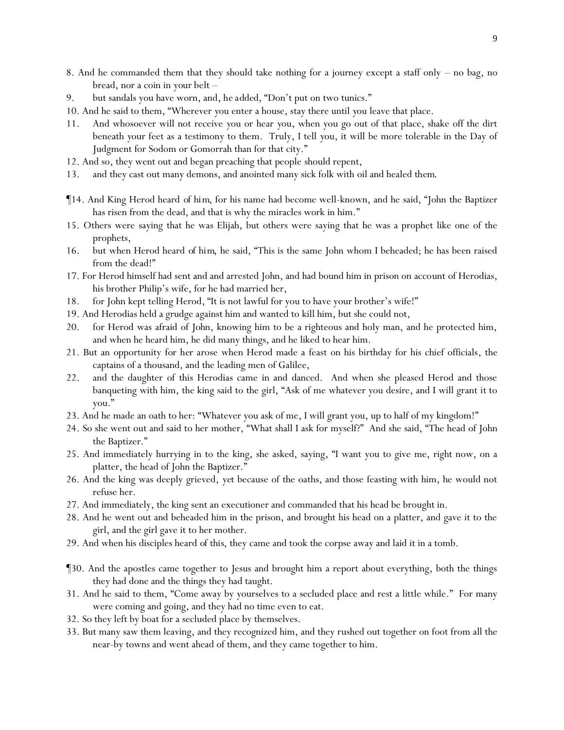8. And he commanded them that they should take nothing for a journey except a staff only – no bag, no bread, nor a coin in your belt –

9. but sandals you have worn, and, he added, "Don't put on two tunics."

10. And he said to them, "Wherever you enter a house, stay there until you leave that place.

11. And whosoever will not receive you or hear you, when you go out of that place, shake off the dirt beneath your feet as a testimony to them. Truly, I tell you, it will be more tolerable in the Day of Judgment for Sodom or Gomorrah than for that city."

12. And so, they went out and began preaching that people should repent,

13. and they cast out many demons, and anointed many sick folk with oil and healed them.

¶14. And King Herod heard of him, for his name had become well-known, and he said, "John the Baptizer has risen from the dead, and that is why the miracles work in him."

15. Others were saying that he was Elijah, but others were saying that he was a prophet like one of the prophets,

16. but when Herod heard of him, he said, "This is the same John whom I beheaded; he has been raised from the dead!"

17. For Herod himself had sent and and arrested John, and had bound him in prison on account of Herodias, his brother Philip's wife, for he had married her,

18. for John kept telling Herod, "It is not lawful for you to have your brother's wife!"

19. And Herodias held a grudge against him and wanted to kill him, but she could not,

20. for Herod was afraid of John, knowing him to be a righteous and holy man, and he protected him, and when he heard him, he did many things, and he liked to hear him.

21. But an opportunity for her arose when Herod made a feast on his birthday for his chief officials, the captains of a thousand, and the leading men of Galilee,

22. and the daughter of this Herodias came in and danced. And when she pleased Herod and those banqueting with him, the king said to the girl, "Ask of me whatever you desire, and I will grant it to you."

23. And he made an oath to her: "Whatever you ask of me, I will grant you, up to half of my kingdom!"

24. So she went out and said to her mother, "What shall I ask for myself?" And she said, "The head of John the Baptizer."

25. And immediately hurrying in to the king, she asked, saying, "I want you to give me, right now, on a platter, the head of John the Baptizer."

26. And the king was deeply grieved, yet because of the oaths, and those feasting with him, he would not refuse her.

27. And immediately, the king sent an executioner and commanded that his head be brought in.

28. And he went out and beheaded him in the prison, and brought his head on a platter, and gave it to the girl, and the girl gave it to her mother.

29. And when his disciples heard of this, they came and took the corpse away and laid it in a tomb.

¶30. And the apostles came together to Jesus and brought him a report about everything, both the things they had done and the things they had taught.

31. And he said to them, "Come away by yourselves to a secluded place and rest a little while." For many were coming and going, and they had no time even to eat.

32. So they left by boat for a secluded place by themselves.

33. But many saw them leaving, and they recognized him, and they rushed out together on foot from all the near-by towns and went ahead of them, and they came together to him.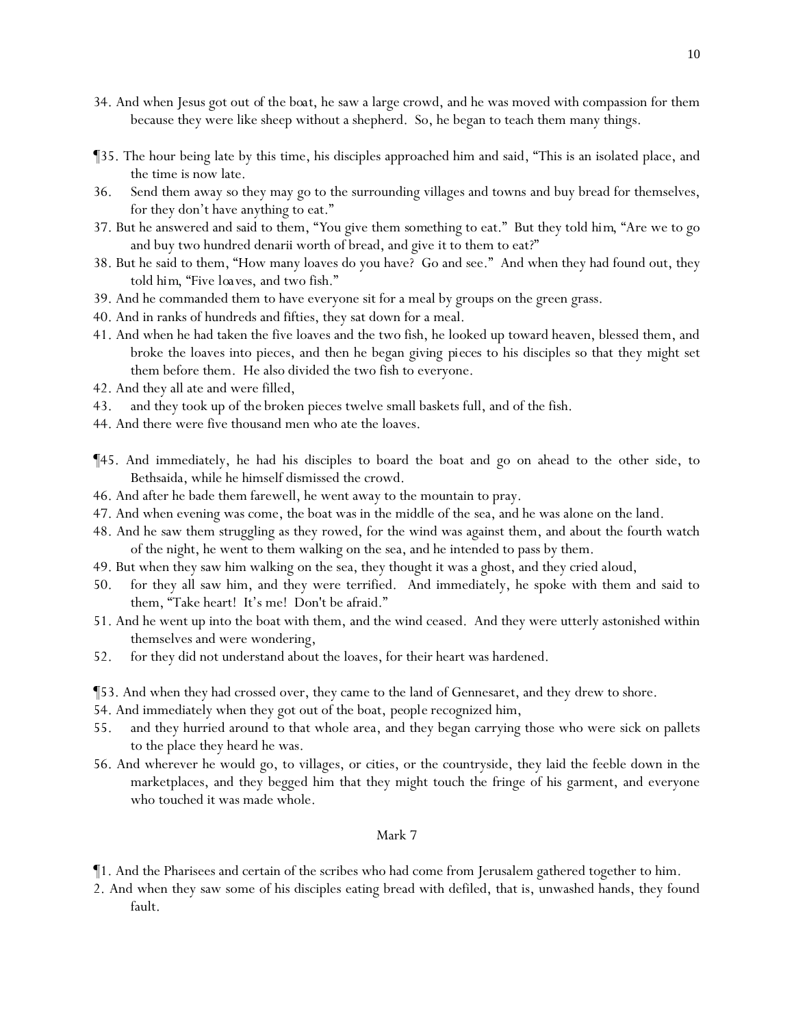34. And when Jesus got out of the boat, he saw a large crowd, and he was moved with compassion for them because they were like sheep without a shepherd. So, he began to teach them many things.

¶35. The hour being late by this time, his disciples approached him and said, "This is an isolated place, and the time is now late.
36. Send them away so they may go to the surrounding villages and towns and buy bread for themselves, for they don't have anything to eat."
37. But he answered and said to them, "You give them something to eat." But they told him, "Are we to go and buy two hundred denarii worth of bread, and give it to them to eat?"
38. But he said to them, "How many loaves do you have? Go and see." And when they had found out, they told him, "Five loaves, and two fish."
39. And he commanded them to have everyone sit for a meal by groups on the green grass.
40. And in ranks of hundreds and fifties, they sat down for a meal.
41. And when he had taken the five loaves and the two fish, he looked up toward heaven, blessed them, and broke the loaves into pieces, and then he began giving pieces to his disciples so that they might set them before them. He also divided the two fish to everyone.
42. And they all ate and were filled,
43. and they took up of the broken pieces twelve small baskets full, and of the fish.
44. And there were five thousand men who ate the loaves.

¶45. And immediately, he had his disciples to board the boat and go on ahead to the other side, to Bethsaida, while he himself dismissed the crowd.
46. And after he bade them farewell, he went away to the mountain to pray.
47. And when evening was come, the boat was in the middle of the sea, and he was alone on the land.
48. And he saw them struggling as they rowed, for the wind was against them, and about the fourth watch of the night, he went to them walking on the sea, and he intended to pass by them.
49. But when they saw him walking on the sea, they thought it was a ghost, and they cried aloud,
50. for they all saw him, and they were terrified. And immediately, he spoke with them and said to them, "Take heart! It's me! Don't be afraid."
51. And he went up into the boat with them, and the wind ceased. And they were utterly astonished within themselves and were wondering,
52. for they did not understand about the loaves, for their heart was hardened.

¶53. And when they had crossed over, they came to the land of Gennesaret, and they drew to shore.
54. And immediately when they got out of the boat, people recognized him,
55. and they hurried around to that whole area, and they began carrying those who were sick on pallets to the place they heard he was.
56. And wherever he would go, to villages, or cities, or the countryside, they laid the feeble down in the marketplaces, and they begged him that they might touch the fringe of his garment, and everyone who touched it was made whole.

## Mark 7

¶1. And the Pharisees and certain of the scribes who had come from Jerusalem gathered together to him.
2. And when they saw some of his disciples eating bread with defiled, that is, unwashed hands, they found fault.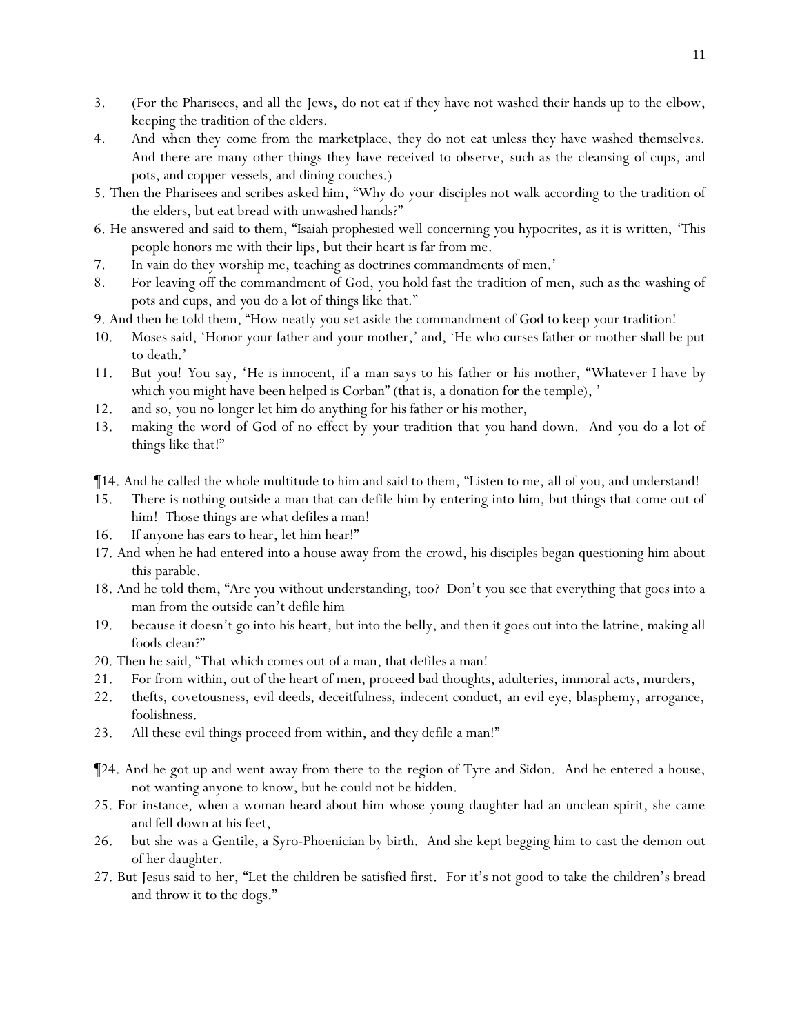3. (For the Pharisees, and all the Jews, do not eat if they have not washed their hands up to the elbow, keeping the tradition of the elders.
4. And when they come from the marketplace, they do not eat unless they have washed themselves. And there are many other things they have received to observe, such as the cleansing of cups, and pots, and copper vessels, and dining couches.)
5. Then the Pharisees and scribes asked him, "Why do your disciples not walk according to the tradition of the elders, but eat bread with unwashed hands?"
6. He answered and said to them, "Isaiah prophesied well concerning you hypocrites, as it is written, 'This people honors me with their lips, but their heart is far from me.
7. In vain do they worship me, teaching as doctrines commandments of men.'
8. For leaving off the commandment of God, you hold fast the tradition of men, such as the washing of pots and cups, and you do a lot of things like that."
9. And then he told them, "How neatly you set aside the commandment of God to keep your tradition!
10. Moses said, 'Honor your father and your mother,' and, 'He who curses father or mother shall be put to death.'
11. But you! You say, 'He is innocent, if a man says to his father or his mother, "Whatever I have by which you might have been helped is Corban" (that is, a donation for the temple), '
12. and so, you no longer let him do anything for his father or his mother,
13. making the word of God of no effect by your tradition that you hand down. And you do a lot of things like that!"

¶14. And he called the whole multitude to him and said to them, "Listen to me, all of you, and understand!
15. There is nothing outside a man that can defile him by entering into him, but things that come out of him! Those things are what defiles a man!
16. If anyone has ears to hear, let him hear!"
17. And when he had entered into a house away from the crowd, his disciples began questioning him about this parable.
18. And he told them, "Are you without understanding, too? Don't you see that everything that goes into a man from the outside can't defile him
19. because it doesn't go into his heart, but into the belly, and then it goes out into the latrine, making all foods clean?"
20. Then he said, "That which comes out of a man, that defiles a man!
21. For from within, out of the heart of men, proceed bad thoughts, adulteries, immoral acts, murders,
22. thefts, covetousness, evil deeds, deceitfulness, indecent conduct, an evil eye, blasphemy, arrogance, foolishness.
23. All these evil things proceed from within, and they defile a man!"

¶24. And he got up and went away from there to the region of Tyre and Sidon. And he entered a house, not wanting anyone to know, but he could not be hidden.
25. For instance, when a woman heard about him whose young daughter had an unclean spirit, she came and fell down at his feet,
26. but she was a Gentile, a Syro-Phoenician by birth. And she kept begging him to cast the demon out of her daughter.
27. But Jesus said to her, "Let the children be satisfied first. For it's not good to take the children's bread and throw it to the dogs."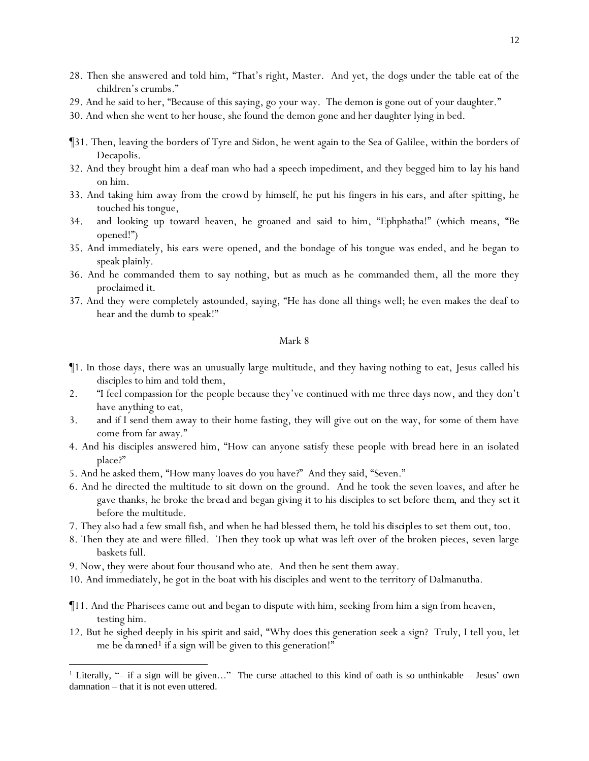28. Then she answered and told him, "That's right, Master. And yet, the dogs under the table eat of the children's crumbs."

29. And he said to her, "Because of this saying, go your way. The demon is gone out of your daughter."

30. And when she went to her house, she found the demon gone and her daughter lying in bed.

¶31. Then, leaving the borders of Tyre and Sidon, he went again to the Sea of Galilee, within the borders of Decapolis.

32. And they brought him a deaf man who had a speech impediment, and they begged him to lay his hand on him.

33. And taking him away from the crowd by himself, he put his fingers in his ears, and after spitting, he touched his tongue,

34. and looking up toward heaven, he groaned and said to him, "Ephphatha!" (which means, "Be opened!")

35. And immediately, his ears were opened, and the bondage of his tongue was ended, and he began to speak plainly.

36. And he commanded them to say nothing, but as much as he commanded them, all the more they proclaimed it.

37. And they were completely astounded, saying, "He has done all things well; he even makes the deaf to hear and the dumb to speak!"

## Mark 8

¶1. In those days, there was an unusually large multitude, and they having nothing to eat, Jesus called his disciples to him and told them,

2. "I feel compassion for the people because they've continued with me three days now, and they don't have anything to eat,

3. and if I send them away to their home fasting, they will give out on the way, for some of them have come from far away."

4. And his disciples answered him, "How can anyone satisfy these people with bread here in an isolated place?"

5. And he asked them, "How many loaves do you have?" And they said, "Seven."

6. And he directed the multitude to sit down on the ground. And he took the seven loaves, and after he gave thanks, he broke the bread and began giving it to his disciples to set before them, and they set it before the multitude.

7. They also had a few small fish, and when he had blessed them, he told his disciples to set them out, too.

8. Then they ate and were filled. Then they took up what was left over of the broken pieces, seven large baskets full.

9. Now, they were about four thousand who ate. And then he sent them away.

10. And immediately, he got in the boat with his disciples and went to the territory of Dalmanutha.

¶11. And the Pharisees came out and began to dispute with him, seeking from him a sign from heaven, testing him.

12. But he sighed deeply in his spirit and said, "Why does this generation seek a sign? Truly, I tell you, let me be damned[1] if a sign will be given to this generation!"

---

[1] Literally, "– if a sign will be given…" The curse attached to this kind of oath is so unthinkable – Jesus' own damnation – that it is not even uttered.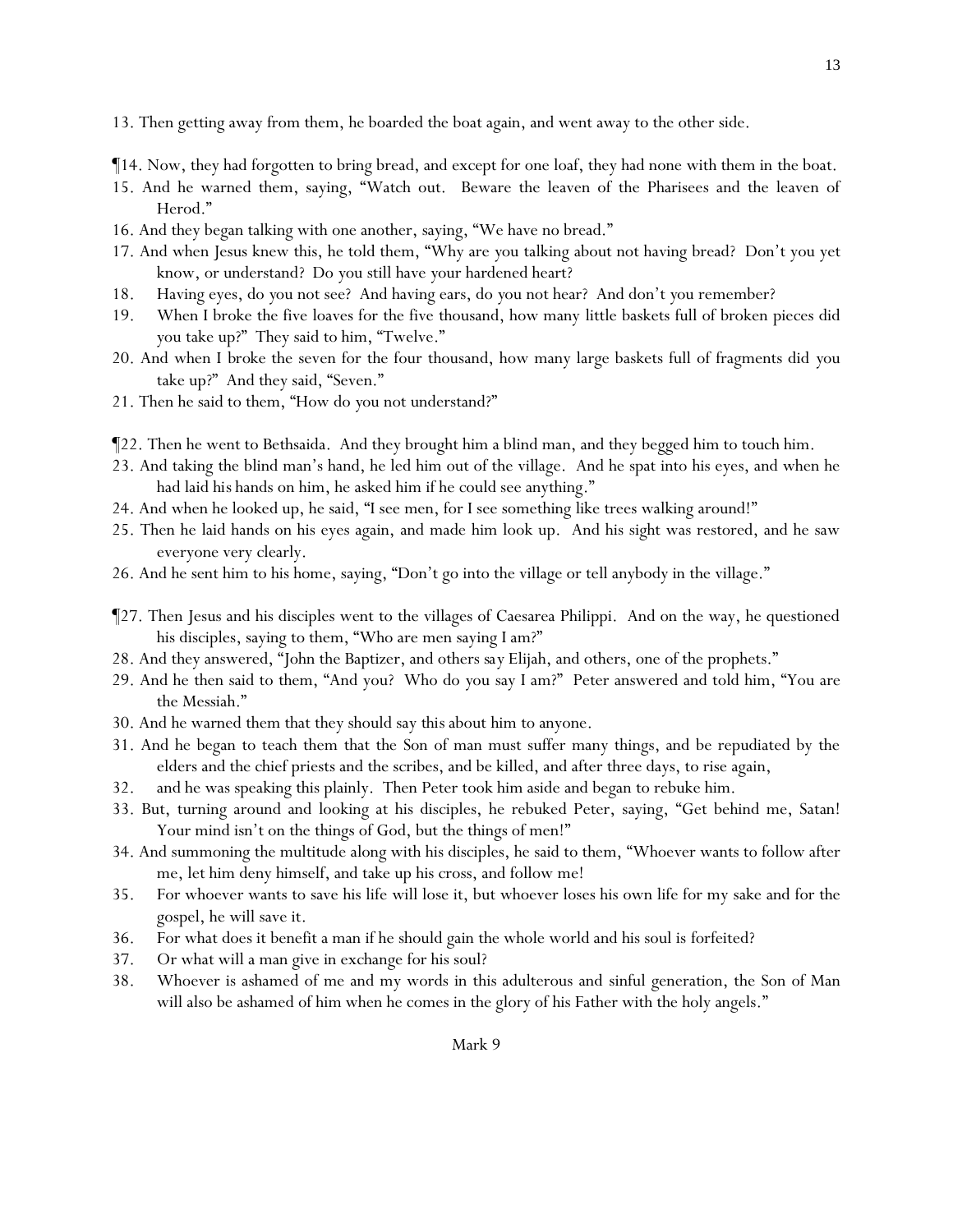13. Then getting away from them, he boarded the boat again, and went away to the other side.

¶14. Now, they had forgotten to bring bread, and except for one loaf, they had none with them in the boat.
15. And he warned them, saying, "Watch out. Beware the leaven of the Pharisees and the leaven of Herod."
16. And they began talking with one another, saying, "We have no bread."
17. And when Jesus knew this, he told them, "Why are you talking about not having bread? Don't you yet know, or understand? Do you still have your hardened heart?
18. Having eyes, do you not see? And having ears, do you not hear? And don't you remember?
19. When I broke the five loaves for the five thousand, how many little baskets full of broken pieces did you take up?" They said to him, "Twelve."
20. And when I broke the seven for the four thousand, how many large baskets full of fragments did you take up?" And they said, "Seven."
21. Then he said to them, "How do you not understand?"

¶22. Then he went to Bethsaida. And they brought him a blind man, and they begged him to touch him.
23. And taking the blind man's hand, he led him out of the village. And he spat into his eyes, and when he had laid his hands on him, he asked him if he could see anything."
24. And when he looked up, he said, "I see men, for I see something like trees walking around!"
25. Then he laid hands on his eyes again, and made him look up. And his sight was restored, and he saw everyone very clearly.
26. And he sent him to his home, saying, "Don't go into the village or tell anybody in the village."

¶27. Then Jesus and his disciples went to the villages of Caesarea Philippi. And on the way, he questioned his disciples, saying to them, "Who are men saying I am?"
28. And they answered, "John the Baptizer, and others say Elijah, and others, one of the prophets."
29. And he then said to them, "And you? Who do you say I am?" Peter answered and told him, "You are the Messiah."
30. And he warned them that they should say this about him to anyone.
31. And he began to teach them that the Son of man must suffer many things, and be repudiated by the elders and the chief priests and the scribes, and be killed, and after three days, to rise again,
32. and he was speaking this plainly. Then Peter took him aside and began to rebuke him.
33. But, turning around and looking at his disciples, he rebuked Peter, saying, "Get behind me, Satan! Your mind isn't on the things of God, but the things of men!"
34. And summoning the multitude along with his disciples, he said to them, "Whoever wants to follow after me, let him deny himself, and take up his cross, and follow me!
35. For whoever wants to save his life will lose it, but whoever loses his own life for my sake and for the gospel, he will save it.
36. For what does it benefit a man if he should gain the whole world and his soul is forfeited?
37. Or what will a man give in exchange for his soul?
38. Whoever is ashamed of me and my words in this adulterous and sinful generation, the Son of Man will also be ashamed of him when he comes in the glory of his Father with the holy angels."

Mark 9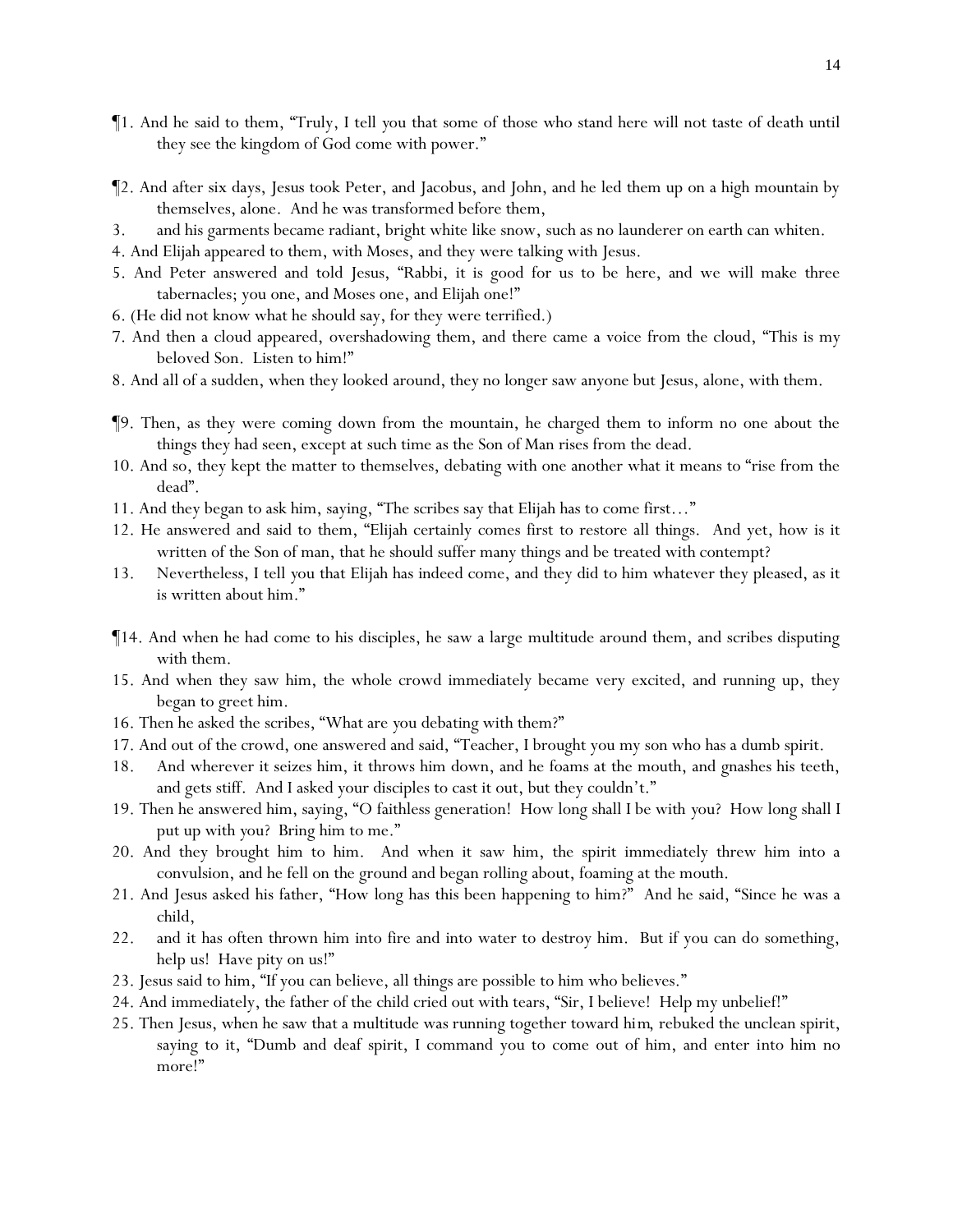¶1. And he said to them, "Truly, I tell you that some of those who stand here will not taste of death until they see the kingdom of God come with power."

¶2. And after six days, Jesus took Peter, and Jacobus, and John, and he led them up on a high mountain by themselves, alone. And he was transformed before them,

3. and his garments became radiant, bright white like snow, such as no launderer on earth can whiten.

4. And Elijah appeared to them, with Moses, and they were talking with Jesus.

5. And Peter answered and told Jesus, "Rabbi, it is good for us to be here, and we will make three tabernacles; you one, and Moses one, and Elijah one!"

6. (He did not know what he should say, for they were terrified.)

7. And then a cloud appeared, overshadowing them, and there came a voice from the cloud, "This is my beloved Son. Listen to him!"

8. And all of a sudden, when they looked around, they no longer saw anyone but Jesus, alone, with them.

¶9. Then, as they were coming down from the mountain, he charged them to inform no one about the things they had seen, except at such time as the Son of Man rises from the dead.

10. And so, they kept the matter to themselves, debating with one another what it means to "rise from the dead".

11. And they began to ask him, saying, "The scribes say that Elijah has to come first…"

12. He answered and said to them, "Elijah certainly comes first to restore all things. And yet, how is it written of the Son of man, that he should suffer many things and be treated with contempt?

13. Nevertheless, I tell you that Elijah has indeed come, and they did to him whatever they pleased, as it is written about him."

¶14. And when he had come to his disciples, he saw a large multitude around them, and scribes disputing with them.

15. And when they saw him, the whole crowd immediately became very excited, and running up, they began to greet him.

16. Then he asked the scribes, "What are you debating with them?"

17. And out of the crowd, one answered and said, "Teacher, I brought you my son who has a dumb spirit.

18. And wherever it seizes him, it throws him down, and he foams at the mouth, and gnashes his teeth, and gets stiff. And I asked your disciples to cast it out, but they couldn't."

19. Then he answered him, saying, "O faithless generation! How long shall I be with *y*ou? How long shall I put up with *y*ou? Bring him to me."

20. And they brought him to him. And when it saw him, the spirit immediately threw him into a convulsion, and he fell on the ground and began rolling about, foaming at the mouth.

21. And Jesus asked his father, "How long has this been happening to him?" And he said, "Since he was a child,

22. and it has often thrown him into fire and into water to destroy him. But if you can do something, help us! Have pity on us!"

23. Jesus said to him, "If you can believe, all things are possible to him who believes."

24. And immediately, the father of the child cried out with tears, "Sir, I believe! Help my unbelief!"

25. Then Jesus, when he saw that a multitude was running together toward h*im*, rebuked the unclean spirit, saying to it, "Dumb and deaf spirit, I command you to come out of him, and enter into him no more!"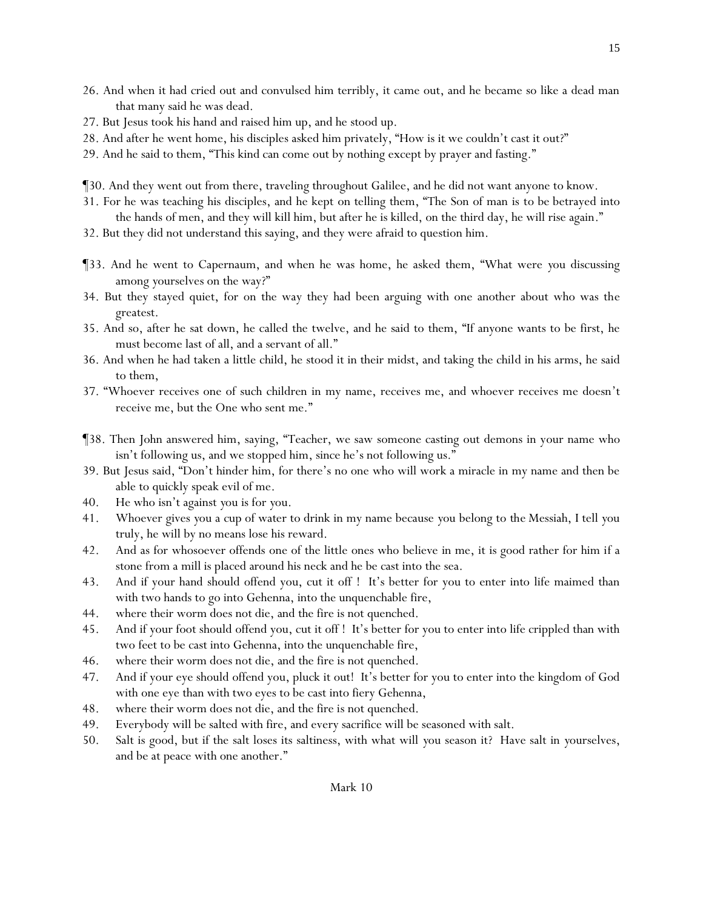26. And when it had cried out and convulsed him terribly, it came out, and he became so like a dead man that many said he was dead.
27. But Jesus took his hand and raised him up, and he stood up.
28. And after he went home, his disciples asked him privately, "How is it we couldn't cast it out?"
29. And he said to them, "This kind can come out by nothing except by prayer and fasting."

¶30. And they went out from there, traveling throughout Galilee, and he did not want anyone to know.
31. For he was teaching his disciples, and he kept on telling them, "The Son of man is to be betrayed into the hands of men, and they will kill him, but after he is killed, on the third day, he will rise again."
32. But they did not understand this saying, and they were afraid to question him.

¶33. And he went to Capernaum, and when he was home, he asked them, "What were you discussing among yourselves on the way?"
34. But they stayed quiet, for on the way they had been arguing with one another about who was the greatest.
35. And so, after he sat down, he called the twelve, and he said to them, "If anyone wants to be first, he must become last of all, and a servant of all."
36. And when he had taken a little child, he stood it in their midst, and taking the child in his arms, he said to them,
37. "Whoever receives one of such children in my name, receives me, and whoever receives me doesn't receive me, but the One who sent me."

¶38. Then John answered him, saying, "Teacher, we saw someone casting out demons in your name who isn't following us, and we stopped him, since he's not following us."
39. But Jesus said, "Don't hinder him, for there's no one who will work a miracle in my name and then be able to quickly speak evil of me.
40. He who isn't against you is for you.
41. Whoever gives you a cup of water to drink in my name because you belong to the Messiah, I tell you truly, he will by no means lose his reward.
42. And as for whosoever offends one of the little ones who believe in me, it is good rather for him if a stone from a mill is placed around his neck and he be cast into the sea.
43. And if your hand should offend you, cut it off ! It's better for you to enter into life maimed than with two hands to go into Gehenna, into the unquenchable fire,
44. where their worm does not die, and the fire is not quenched.
45. And if your foot should offend you, cut it off ! It's better for you to enter into life crippled than with two feet to be cast into Gehenna, into the unquenchable fire,
46. where their worm does not die, and the fire is not quenched.
47. And if your eye should offend you, pluck it out! It's better for you to enter into the kingdom of God with one eye than with two eyes to be cast into fiery Gehenna,
48. where their worm does not die, and the fire is not quenched.
49. Everybody will be salted with fire, and every sacrifice will be seasoned with salt.
50. Salt is good, but if the salt loses its saltiness, with what will you season it? Have salt in yourselves, and be at peace with one another."

## Mark 10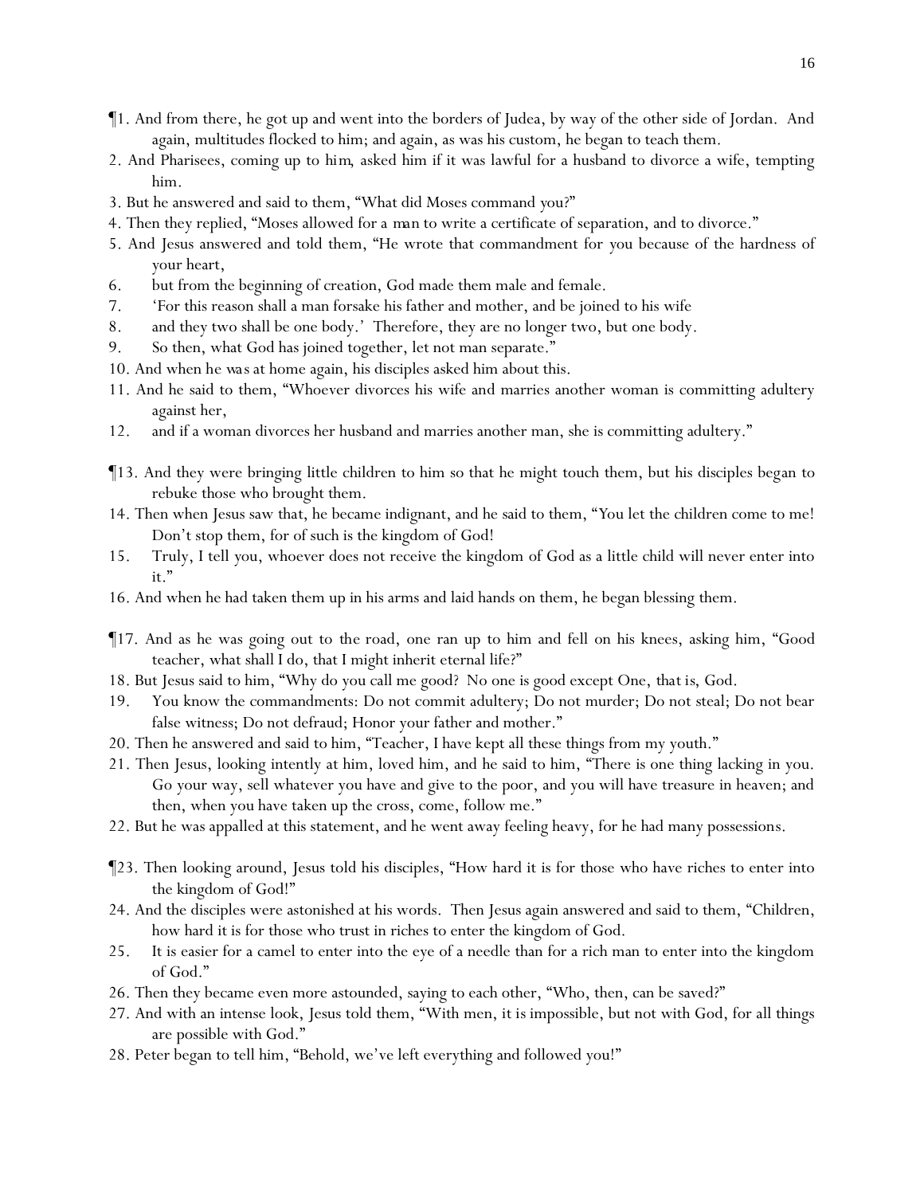¶1. And from there, he got up and went into the borders of Judea, by way of the other side of Jordan. And again, multitudes flocked to him; and again, as was his custom, he began to teach them.

2. And Pharisees, coming up to him, asked him if it was lawful for a husband to divorce a wife, tempting him.

3. But he answered and said to them, "What did Moses command you?"

4. Then they replied, "Moses allowed for a man to write a certificate of separation, and to divorce."

5. And Jesus answered and told them, "He wrote that commandment for you because of the hardness of your heart,

6. but from the beginning of creation, God made them male and female.

7. 'For this reason shall a man forsake his father and mother, and be joined to his wife

8. and they two shall be one body.' Therefore, they are no longer two, but one body.

9. So then, what God has joined together, let not man separate."

10. And when he was at home again, his disciples asked him about this.

11. And he said to them, "Whoever divorces his wife and marries another woman is committing adultery against her,

12. and if a woman divorces her husband and marries another man, she is committing adultery."

¶13. And they were bringing little children to him so that he might touch them, but his disciples began to rebuke those who brought them.

14. Then when Jesus saw that, he became indignant, and he said to them, "You let the children come to me! Don't stop them, for of such is the kingdom of God!

15. Truly, I tell you, whoever does not receive the kingdom of God as a little child will never enter into it."

16. And when he had taken them up in his arms and laid hands on them, he began blessing them.

¶17. And as he was going out to the road, one ran up to him and fell on his knees, asking him, "Good teacher, what shall I do, that I might inherit eternal life?"

18. But Jesus said to him, "Why do you call me good? No one is good except One, that is, God.

19. You know the commandments: Do not commit adultery; Do not murder; Do not steal; Do not bear false witness; Do not defraud; Honor your father and mother."

20. Then he answered and said to him, "Teacher, I have kept all these things from my youth."

21. Then Jesus, looking intently at him, loved him, and he said to him, "There is one thing lacking in you. Go your way, sell whatever you have and give to the poor, and you will have treasure in heaven; and then, when you have taken up the cross, come, follow me."

22. But he was appalled at this statement, and he went away feeling heavy, for he had many possessions.

¶23. Then looking around, Jesus told his disciples, "How hard it is for those who have riches to enter into the kingdom of God!"

24. And the disciples were astonished at his words. Then Jesus again answered and said to them, "Children, how hard it is for those who trust in riches to enter the kingdom of God.

25. It is easier for a camel to enter into the eye of a needle than for a rich man to enter into the kingdom of God."

26. Then they became even more astounded, saying to each other, "Who, then, can be saved?"

27. And with an intense look, Jesus told them, "With men, it is impossible, but not with God, for all things are possible with God."

28. Peter began to tell him, "Behold, we've left everything and followed you!"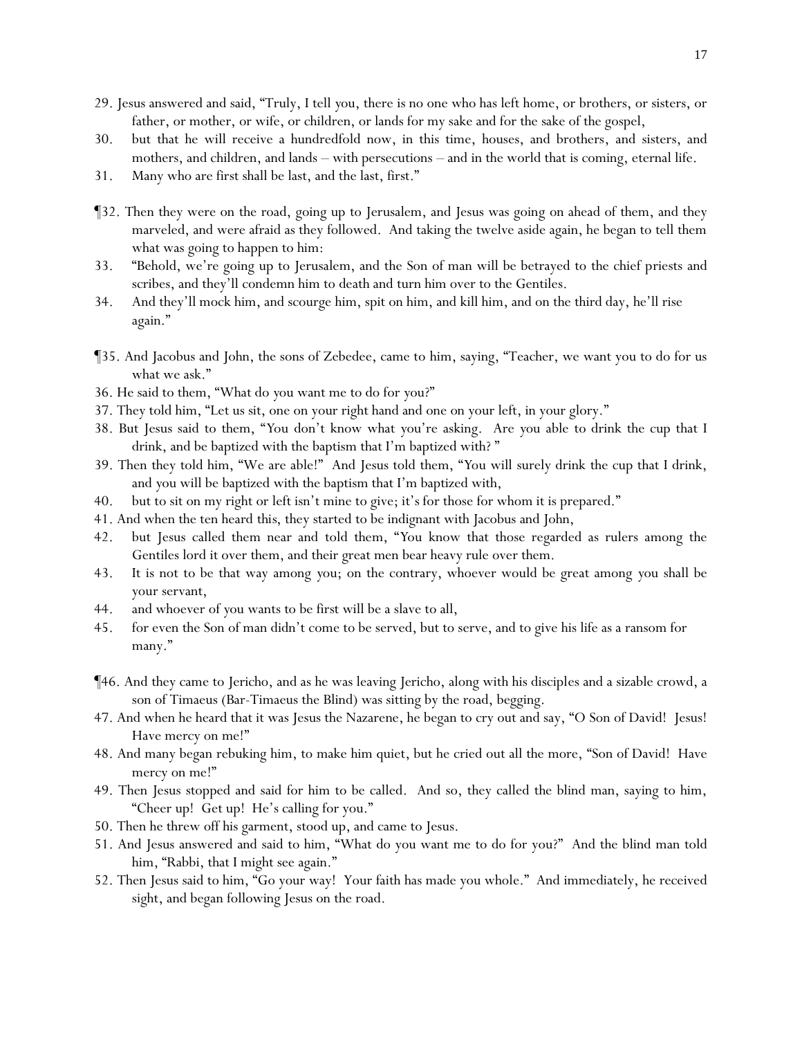29. Jesus answered and said, "Truly, I tell you, there is no one who has left home, or brothers, or sisters, or father, or mother, or wife, or children, or lands for my sake and for the sake of the gospel,

30. but that he will receive a hundredfold now, in this time, houses, and brothers, and sisters, and mothers, and children, and lands – with persecutions – and in the world that is coming, eternal life.

31. Many who are first shall be last, and the last, first."

¶32. Then they were on the road, going up to Jerusalem, and Jesus was going on ahead of them, and they marveled, and were afraid as they followed. And taking the twelve aside again, he began to tell them what was going to happen to him:

33. "Behold, we're going up to Jerusalem, and the Son of man will be betrayed to the chief priests and scribes, and they'll condemn him to death and turn him over to the Gentiles.

34. And they'll mock him, and scourge him, spit on him, and kill him, and on the third day, he'll rise again."

¶35. And Jacobus and John, the sons of Zebedee, came to him, saying, "Teacher, we want you to do for us what we ask."

36. He said to them, "What do you want me to do for you?"

37. They told him, "Let us sit, one on your right hand and one on your left, in your glory."

38. But Jesus said to them, "You don't know what you're asking. Are you able to drink the cup that I drink, and be baptized with the baptism that I'm baptized with? "

39. Then they told him, "We are able!" And Jesus told them, "You will surely drink the cup that I drink, and you will be baptized with the baptism that I'm baptized with,

40. but to sit on my right or left isn't mine to give; it's for those for whom it is prepared."

41. And when the ten heard this, they started to be indignant with Jacobus and John,

42. but Jesus called them near and told them, "You know that those regarded as rulers among the Gentiles lord it over them, and their great men bear heavy rule over them.

43. It is not to be that way among you; on the contrary, whoever would be great among you shall be your servant,

44. and whoever of you wants to be first will be a slave to all,

45. for even the Son of man didn't come to be served, but to serve, and to give his life as a ransom for many."

¶46. And they came to Jericho, and as he was leaving Jericho, along with his disciples and a sizable crowd, a son of Timaeus (Bar-Timaeus the Blind) was sitting by the road, begging.

47. And when he heard that it was Jesus the Nazarene, he began to cry out and say, "O Son of David! Jesus! Have mercy on me!"

48. And many began rebuking him, to make him quiet, but he cried out all the more, "Son of David! Have mercy on me!"

49. Then Jesus stopped and said for him to be called. And so, they called the blind man, saying to him, "Cheer up! Get up! He's calling for you."

50. Then he threw off his garment, stood up, and came to Jesus.

51. And Jesus answered and said to him, "What do you want me to do for you?" And the blind man told him, "Rabbi, that I might see again."

52. Then Jesus said to him, "Go your way! Your faith has made you whole." And immediately, he received sight, and began following Jesus on the road.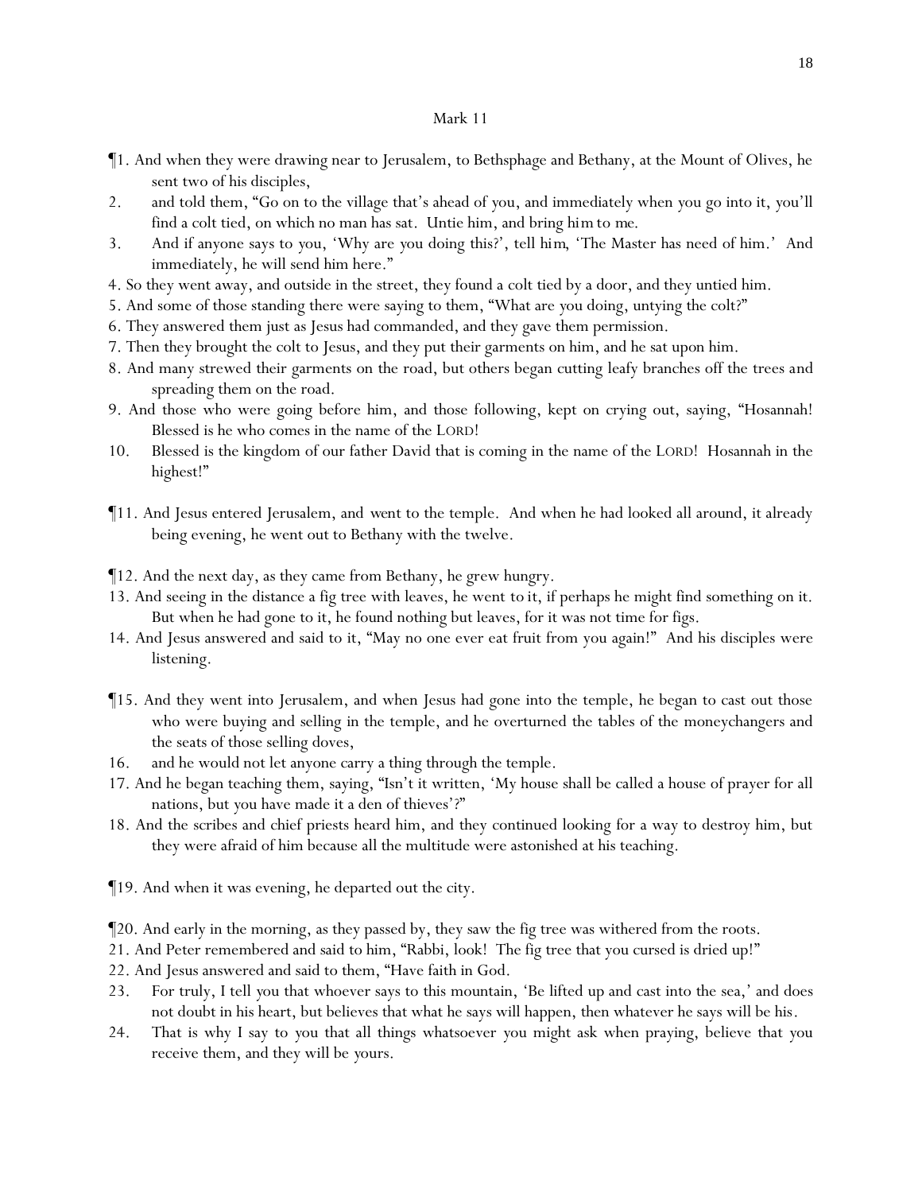Mark 11

¶1. And when they were drawing near to Jerusalem, to Bethsphage and Bethany, at the Mount of Olives, he sent two of his disciples,

2. and told them, "Go on to the village that's ahead of you, and immediately when you go into it, you'll find a colt tied, on which no man has sat. Untie him, and bring *him* to me.

3. And if anyone says to you, 'Why are you doing this?', tell *him*, 'The Master has need of him.' And immediately, he will send him here."

4. So they went away, and outside in the street, they found a colt tied by a door, and they untied him.

5. And some of those standing there were saying to them, "What are you doing, untying the colt?"

6. They answered them just as Jesus had commanded, and they gave them permission.

7. Then they brought the colt to Jesus, and they put their garments on him, and he sat upon him.

8. And many strewed their garments on the road, but others began cutting leafy branches off the trees and spreading them on the road.

9. And those who were going before him, and those following, kept on crying out, saying, "Hosannah! Blessed is he who comes in the name of the LORD!

10. Blessed is the kingdom of our father David that is coming in the name of the LORD! Hosannah in the highest!"

¶11. And Jesus entered Jerusalem, and went to the temple. And when he had looked all around, it already being evening, he went out to Bethany with the twelve.

¶12. And the next day, as they came from Bethany, he grew hungry.

13. And seeing in the distance a fig tree with leaves, he went to it, if perhaps he might find something on it. But when he had gone to it, he found nothing but leaves, for it was not time for figs.

14. And Jesus answered and said to it, "May no one ever eat fruit from you again!" And his disciples were listening.

¶15. And they went into Jerusalem, and when Jesus had gone into the temple, he began to cast out those who were buying and selling in the temple, and he overturned the tables of the moneychangers and the seats of those selling doves,

16. and he would not let anyone carry a thing through the temple.

17. And he began teaching them, saying, "Isn't it written, 'My house shall be called a house of prayer for all nations, but you have made it a den of thieves'?"

18. And the scribes and chief priests heard him, and they continued looking for a way to destroy him, but they were afraid of him because all the multitude were astonished at his teaching.

¶19. And when it was evening, he departed out the city.

¶20. And early in the morning, as they passed by, they saw the fig tree was withered from the roots.

21. And Peter remembered and said to him, "Rabbi, look! The fig tree that you cursed is dried up!"

22. And Jesus answered and said to them, "Have faith in God.

23. For truly, I tell you that whoever says to this mountain, 'Be lifted up and cast into the sea,' and does not doubt in his heart, but believes that what he says will happen, then whatever he says will be his.

24. That is why I say to you that all things whatsoever you might ask when praying, believe that you receive them, and they will be yours.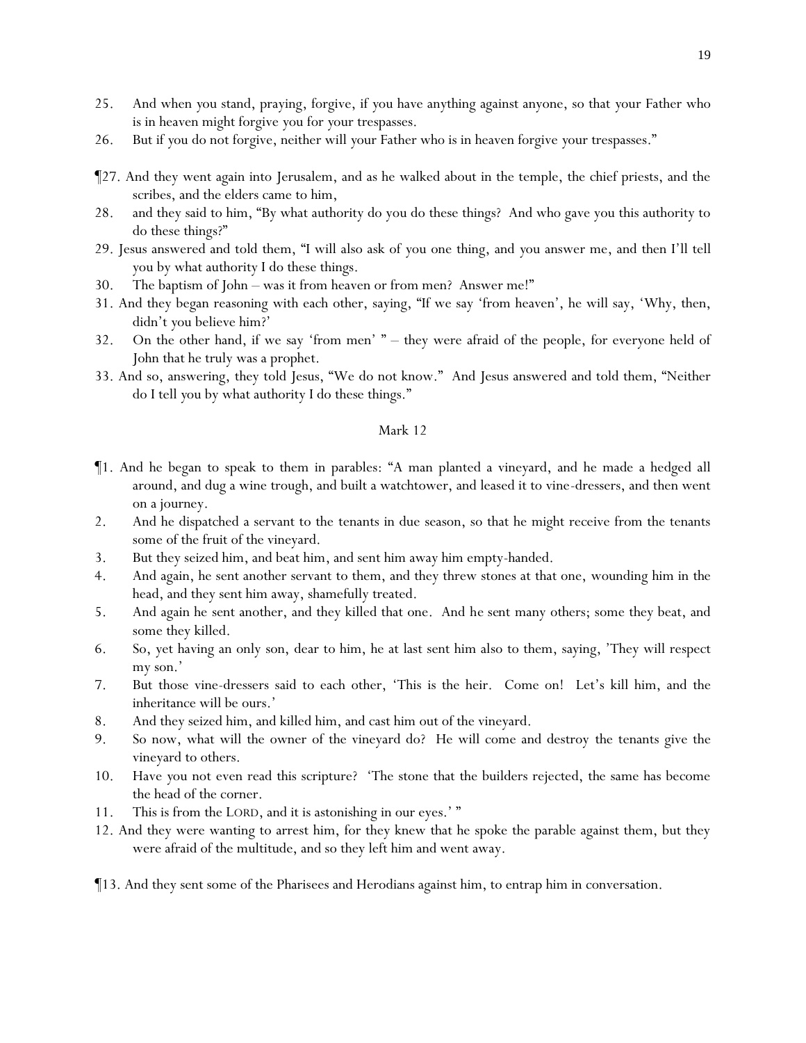25. And when you stand, praying, forgive, if you have anything against anyone, so that your Father who is in heaven might forgive you for your trespasses.

26. But if you do not forgive, neither will your Father who is in heaven forgive your trespasses."

¶27. And they went again into Jerusalem, and as he walked about in the temple, the chief priests, and the scribes, and the elders came to him,

28. and they said to him, "By what authority do you do these things? And who gave you this authority to do these things?"

29. Jesus answered and told them, "I will also ask of you one thing, and you answer me, and then I'll tell you by what authority I do these things.

30. The baptism of John – was it from heaven or from men? Answer me!"

31. And they began reasoning with each other, saying, "If we say 'from heaven', he will say, 'Why, then, didn't you believe him?'

32. On the other hand, if we say 'from men' " – they were afraid of the people, for everyone held of John that he truly was a prophet.

33. And so, answering, they told Jesus, "We do not know." And Jesus answered and told them, "Neither do I tell you by what authority I do these things."

## Mark 12

¶1. And he began to speak to them in parables: "A man planted a vineyard, and he made a hedged all around, and dug a wine trough, and built a watchtower, and leased it to vine-dressers, and then went on a journey.

2. And he dispatched a servant to the tenants in due season, so that he might receive from the tenants some of the fruit of the vineyard.

3. But they seized him, and beat him, and sent him away him empty-handed.

4. And again, he sent another servant to them, and they threw stones at that one, wounding him in the head, and they sent him away, shamefully treated.

5. And again he sent another, and they killed that one. And he sent many others; some they beat, and some they killed.

6. So, yet having an only son, dear to him, he at last sent him also to them, saying, 'They will respect my son.'

7. But those vine-dressers said to each other, 'This is the heir. Come on! Let's kill him, and the inheritance will be ours.'

8. And they seized him, and killed him, and cast him out of the vineyard.

9. So now, what will the owner of the vineyard do? He will come and destroy the tenants give the vineyard to others.

10. Have you not even read this scripture? 'The stone that the builders rejected, the same has become the head of the corner.

11. This is from the LORD, and it is astonishing in our eyes.' "

12. And they were wanting to arrest him, for they knew that he spoke the parable against them, but they were afraid of the multitude, and so they left him and went away.

¶13. And they sent some of the Pharisees and Herodians against him, to entrap him in conversation.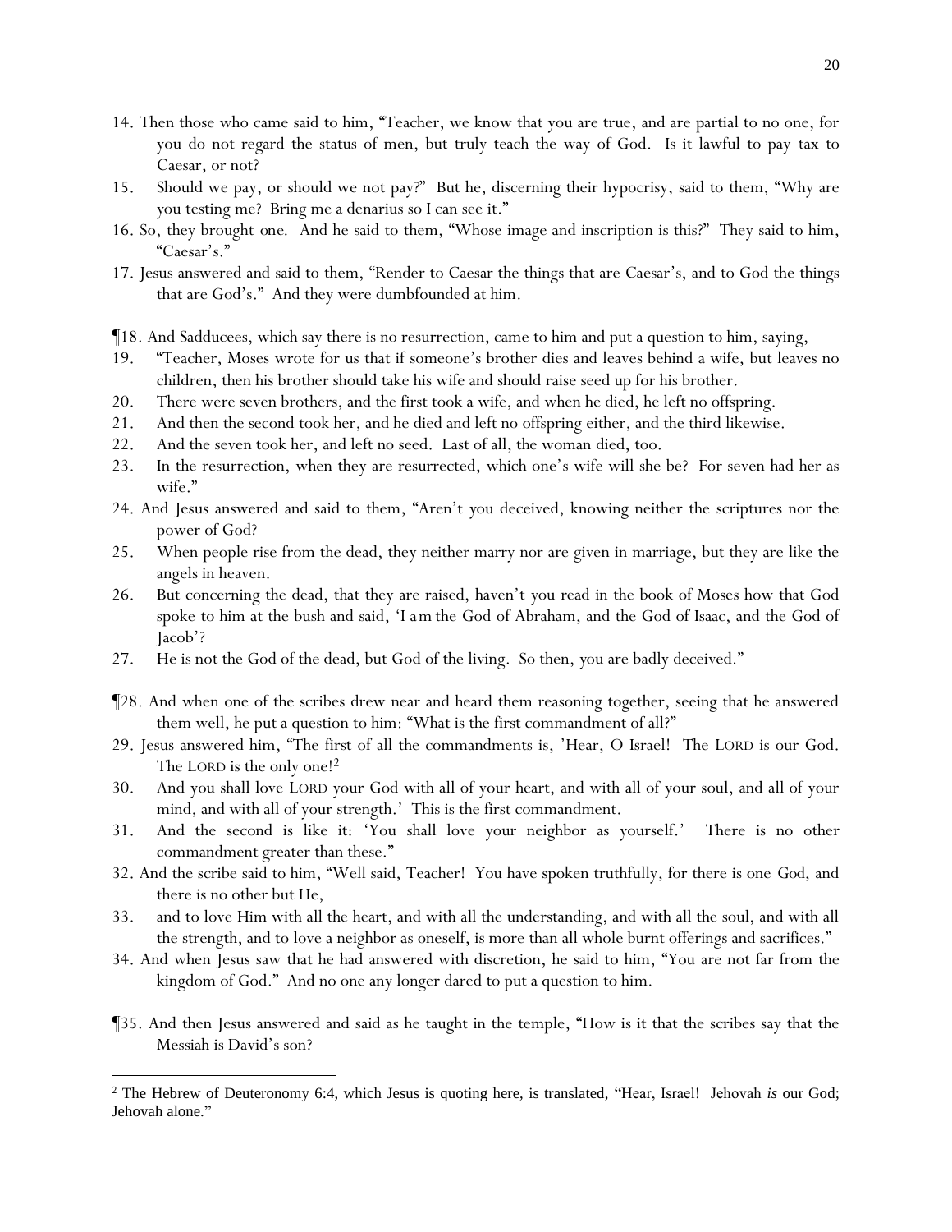14. Then those who came said to him, "Teacher, we know that you are true, and are partial to no one, for you do not regard the status of men, but truly teach the way of God. Is it lawful to pay tax to Caesar, or not?

15. Should we pay, or should we not pay?" But he, discerning their hypocrisy, said to them, "Why are you testing me? Bring me a denarius so I can see it."

16. So, they brought one. And he said to them, "Whose image and inscription is this?" They said to him, "Caesar's."

17. Jesus answered and said to them, "Render to Caesar the things that are Caesar's, and to God the things that are God's." And they were dumbfounded at him.

¶18. And Sadducees, which say there is no resurrection, came to him and put a question to him, saying,

19. "Teacher, Moses wrote for us that if someone's brother dies and leaves behind a wife, but leaves no children, then his brother should take his wife and should raise seed up for his brother.

20. There were seven brothers, and the first took a wife, and when he died, he left no offspring.

21. And then the second took her, and he died and left no offspring either, and the third likewise.

22. And the seven took her, and left no seed. Last of all, the woman died, too.

23. In the resurrection, when they are resurrected, which one's wife will she be? For seven had her as wife."

24. And Jesus answered and said to them, "Aren't you deceived, knowing neither the scriptures nor the power of God?

25. When people rise from the dead, they neither marry nor are given in marriage, but they are like the angels in heaven.

26. But concerning the dead, that they are raised, haven't you read in the book of Moses how that God spoke to him at the bush and said, 'I *am* the God of Abraham, and the God of Isaac, and the God of Jacob'?

27. He is not the God of the dead, but God of the living. So then, you are badly deceived."

¶28. And when one of the scribes drew near and heard them reasoning together, seeing that he answered them well, he put a question to him: "What is the first commandment of all?"

29. Jesus answered him, "The first of all the commandments is, 'Hear, O Israel! The LORD is our God. The LORD is the only one![2]

30. And you shall love LORD your God with all of your heart, and with all of your soul, and all of your mind, and with all of your strength.' This is the first commandment.

31. And the second is like it: 'You shall love your neighbor as yourself.' There is no other commandment greater than these."

32. And the scribe said to him, "Well said, Teacher! You have spoken truthfully, for there is one God, and there is no other but He,

33. and to love Him with all the heart, and with all the understanding, and with all the soul, and with all the strength, and to love a neighbor as oneself, is more than all whole burnt offerings and sacrifices."

34. And when Jesus saw that he had answered with discretion, he said to him, "You are not far from the kingdom of God." And no one any longer dared to put a question to him.

¶35. And then Jesus answered and said as he taught in the temple, "How is it that the scribes say that the Messiah is David's son?

---

[2] The Hebrew of Deuteronomy 6:4, which Jesus is quoting here, is translated, "Hear, Israel! Jehovah *is* our God; Jehovah alone."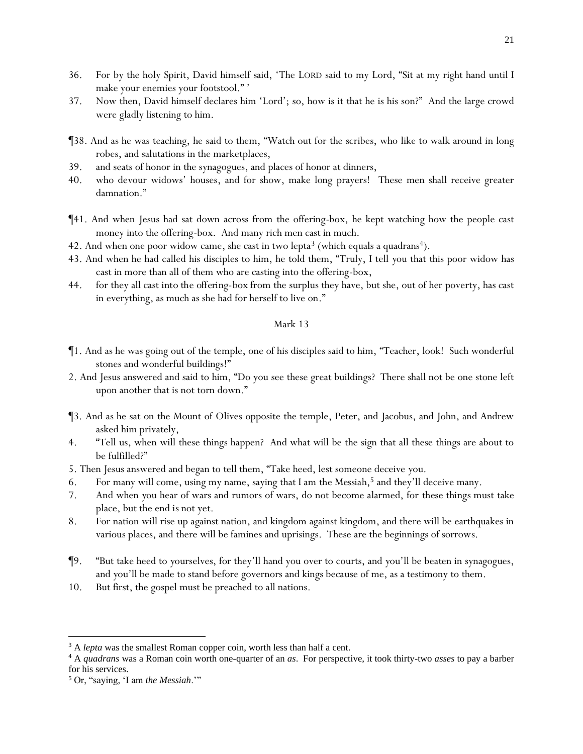36. For by the holy Spirit, David himself said, 'The LORD said to my Lord, "Sit at my right hand until I make your enemies your footstool." '

37. Now then, David himself declares him 'Lord'; so, how is it that he is his son?" And the large crowd were gladly listening to him.

¶38. And as he was teaching, he said to them, "Watch out for the scribes, who like to walk around in long robes, and salutations in the marketplaces,

39. and seats of honor in the synagogues, and places of honor at dinners,

40. who devour widows' houses, and for show, make long prayers! These men shall receive greater damnation."

¶41. And when Jesus had sat down across from the offering-box, he kept watching how the people cast money into the offering-box. And many rich men cast in much.

42. And when one poor widow came, she cast in two lepta[3] (which equals a quadrans[4]).

43. And when he had called his disciples to him, he told them, "Truly, I tell you that this poor widow has cast in more than all of them who are casting into the offering-box,

44. for they all cast into the offering-box from the surplus they have, but she, out of her poverty, has cast in everything, as much as she had for herself to live on."

## Mark 13

¶1. And as he was going out of the temple, one of his disciples said to him, "Teacher, look! Such wonderful stones and wonderful buildings!"

2. And Jesus answered and said to him, "Do you see these great buildings? There shall not be one stone left upon another that is not torn down."

¶3. And as he sat on the Mount of Olives opposite the temple, Peter, and Jacobus, and John, and Andrew asked him privately,

4. "Tell us, when will these things happen? And what will be the sign that all these things are about to be fulfilled?"

5. Then Jesus answered and began to tell them, "Take heed, lest someone deceive you.

6. For many will come, using my name, saying that I am the Messiah,[5] and they'll deceive many.

7. And when you hear of wars and rumors of wars, do not become alarmed, for these things must take place, but the end is not yet.

8. For nation will rise up against nation, and kingdom against kingdom, and there will be earthquakes in various places, and there will be famines and uprisings. These are the beginnings of sorrows.

¶9. "But take heed to yourselves, for they'll hand you over to courts, and you'll be beaten in synagogues, and you'll be made to stand before governors and kings because of me, as a testimony to them.

10. But first, the gospel must be preached to all nations.

---

[3] A *lepta* was the smallest Roman copper coin, worth less than half a cent.

[4] A *quadrans* was a Roman coin worth one-quarter of an *as*. For perspective, it took thirty-two *asses* to pay a barber for his services.

[5] Or, "saying, 'I am *the Messiah*.'"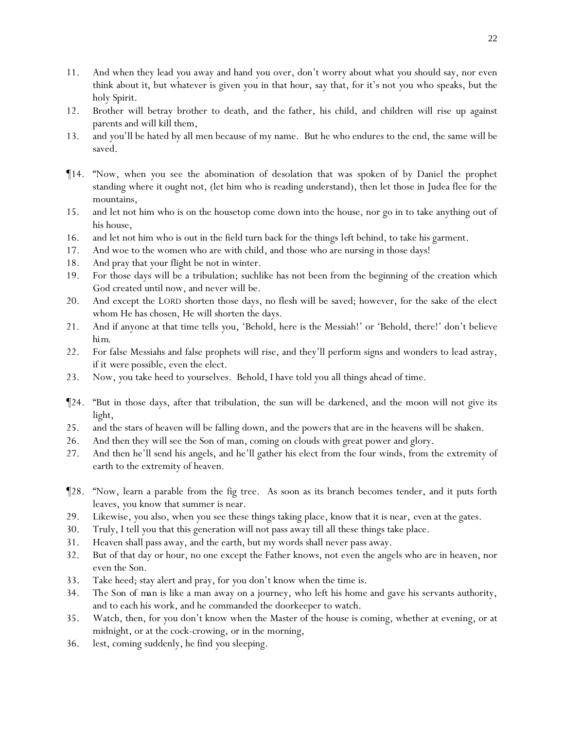11. And when they lead you away and hand you over, don't worry about what you should say, nor even think about it, but whatever is given you in that hour, say that, for it's not you who speaks, but the holy Spirit.
12. Brother will betray brother to death, and the father, his child, and children will rise up against parents and will kill them,
13. and you'll be hated by all men because of my name. But he who endures to the end, the same will be saved.

¶14. "Now, when you see the abomination of desolation that was spoken of by Daniel the prophet standing where it ought not, (let him who is reading understand), then let those in Judea flee for the mountains,
15. and let not him who is on the housetop come down into the house, nor go in to take anything out of his house,
16. and let not him who is out in the field turn back for the things left behind, to take his garment.
17. And woe to the women who are with child, and those who are nursing in those days!
18. And pray that your flight be not in winter.
19. For those days will be a tribulation; suchlike has not been from the beginning of the creation which God created until now, and never will be.
20. And except the LORD shorten those days, no flesh will be saved; however, for the sake of the elect whom He has chosen, He will shorten the days.
21. And if anyone at that time tells you, 'Behold, here is the Messiah!' or 'Behold, there!' don't believe *him*.
22. For false Messiahs and false prophets will rise, and they'll perform signs and wonders to lead astray, if it were possible, even the elect.
23. Now, you take heed to yourselves. Behold, I have told you all things ahead of time.

¶24. "But in those days, after that tribulation, the sun will be darkened, and the moon will not give its light,
25. and the stars of heaven will be falling down, and the powers that are in the heavens will be shaken.
26. And then they will see the Son of man, coming on clouds with great power and glory.
27. And then he'll send his angels, and he'll gather his elect from the four winds, from the extremity of earth to the extremity of heaven.

¶28. "Now, learn a parable from the fig tree. As soon as its branch becomes tender, and it puts forth leaves, you know that summer is near.
29. Likewise, you also, when you see these things taking place, know that it is near, even at the gates.
30. Truly, I tell you that this generation will not pass away till all these things take place.
31. Heaven shall pass away, and the earth, but my words shall never pass away.
32. But of that day or hour, no one except the Father knows, not even the angels who are in heaven, nor even the Son.
33. Take heed; stay alert and pray, for you don't know when the time is.
34. *The Son of man* is like a man away on a journey, who left his home and gave his servants authority, and to each his work, and he commanded the doorkeeper to watch.
35. Watch, then, for you don't know when the Master of the house is coming, whether at evening, or at midnight, or at the cock-crowing, or in the morning,
36. lest, coming suddenly, he find you sleeping.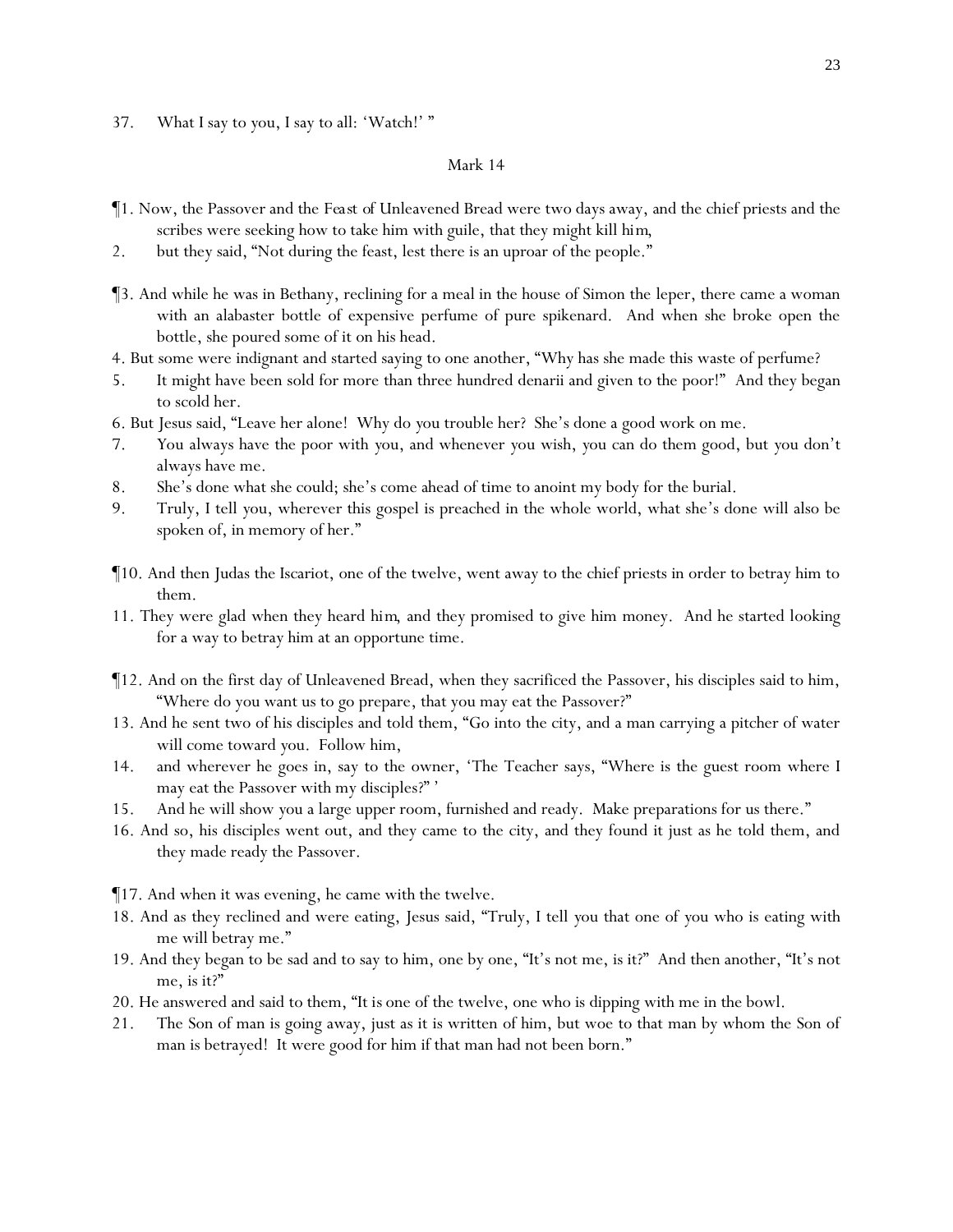37. What I say to you, I say to all: 'Watch!' "

## Mark 14

¶1. Now, the Passover and the Feast of Unleavened Bread were two days away, and the chief priests and the scribes were seeking how to take him with guile, that they might kill *him*,

2. but they said, "Not during the feast, lest there is an uproar of the people."

¶3. And while he was in Bethany, reclining for a meal in the house of Simon the leper, there came a woman with an alabaster bottle of expensive perfume of pure spikenard. And when she broke open the bottle, she poured some of it on his head.

4. But some were indignant and started saying to one another, "Why has she made this waste of perfume?

5. It might have been sold for more than three hundred denarii and given to the poor!" And they began to scold her.

6. But Jesus said, "Leave her alone! Why do *you* trouble her? She's done a good work on me.

7. *You* always have the poor with *you*, and whenever *you* wish, *you* can do them good, but *you* don't always have me.

8. She's done what she could; she's come ahead of time to anoint my body for the burial.

9. Truly, I tell *you*, wherever this gospel is preached in the whole world, what she's done will also be spoken of, in memory of her."

¶10. And then Judas the Iscariot, one of the twelve, went away to the chief priests in order to betray him to them.

11. They were glad when they heard *him*, and they promised to give him money. And he started looking for a way to betray him at an opportune time.

¶12. And on the first day of Unleavened Bread, when they sacrificed the Passover, his disciples said to him, "Where do you want us to go prepare, that you may eat the Passover?"

13. And he sent two of his disciples and told them, "Go into the city, and a man carrying a pitcher of water will come toward *you*. Follow him,

14. and wherever he goes in, say to the owner, 'The Teacher says, "Where is the guest room where I may eat the Passover with my disciples?" '

15. And he will show *you* a large upper room, furnished and ready. Make preparations for us there."

16. And so, his disciples went out, and they came to the city, and they found it just as he told them, and they made ready the Passover.

¶17. And when it was evening, he came with the twelve.

18. And as they reclined and were eating, Jesus said, "Truly, I tell *you* that one of *you* who is eating with me will betray me."

19. And they began to be sad and to say to him, one by one, "It's not me, is it?" And then another, "It's not me, is it?"

20. He answered and said to them, "It is one of the twelve, one who is dipping with me in the bowl.

21. The Son of man is going away, just as it is written of him, but woe to that man by whom the Son of man is betrayed! It were good for him if that man had not been born."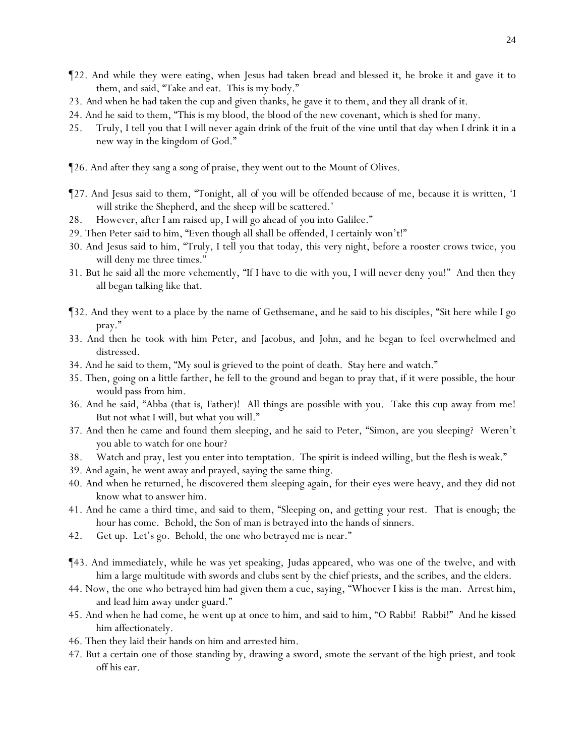¶22. And while they were eating, when Jesus had taken bread and blessed it, he broke it and gave it to them, and said, "Take and eat. This is my body."

23. And when he had taken the cup and given thanks, he gave it to them, and they all drank of it.

24. And he said to them, "This is my blood, the blood of the new covenant, which is shed for many.

25. Truly, I tell you that I will never again drink of the fruit of the vine until that day when I drink it in a new way in the kingdom of God."

¶26. And after they sang a song of praise, they went out to the Mount of Olives.

¶27. And Jesus said to them, "Tonight, all of you will be offended because of me, because it is written, 'I will strike the Shepherd, and the sheep will be scattered.'

28. However, after I am raised up, I will go ahead of you into Galilee."

29. Then Peter said to him, "Even though all shall be offended, I certainly won't!"

30. And Jesus said to him, "Truly, I tell you that today, this very night, before a rooster crows twice, you will deny me three times."

31. But he said all the more vehemently, "If I have to die with you, I will never deny you!" And then they all began talking like that.

¶32. And they went to a place by the name of Gethsemane, and he said to his disciples, "Sit here while I go pray."

33. And then he took with him Peter, and Jacobus, and John, and he began to feel overwhelmed and distressed.

34. And he said to them, "My soul is grieved to the point of death. Stay here and watch."

35. Then, going on a little farther, he fell to the ground and began to pray that, if it were possible, the hour would pass from him.

36. And he said, "Abba (that is, Father)! All things are possible with you. Take this cup away from me! But not what I will, but what you will."

37. And then he came and found them sleeping, and he said to Peter, "Simon, are you sleeping? Weren't you able to watch for one hour?

38. Watch and pray, lest you enter into temptation. The spirit is indeed willing, but the flesh is weak."

39. And again, he went away and prayed, saying the same thing.

40. And when he returned, he discovered them sleeping again, for their eyes were heavy, and they did not know what to answer him.

41. And he came a third time, and said to them, "Sleeping on, and getting your rest. That is enough; the hour has come. Behold, the Son of man is betrayed into the hands of sinners.

42. Get up. Let's go. Behold, the one who betrayed me is near."

¶43. And immediately, while he was yet speaking, Judas appeared, who was one of the twelve, and with him a large multitude with swords and clubs sent by the chief priests, and the scribes, and the elders.

44. Now, the one who betrayed him had given them a cue, saying, "Whoever I kiss is the man. Arrest him, and lead him away under guard."

45. And when he had come, he went up at once to him, and said to him, "O Rabbi! Rabbi!" And he kissed him affectionately.

46. Then they laid their hands on him and arrested him.

47. But a certain one of those standing by, drawing a sword, smote the servant of the high priest, and took off his ear.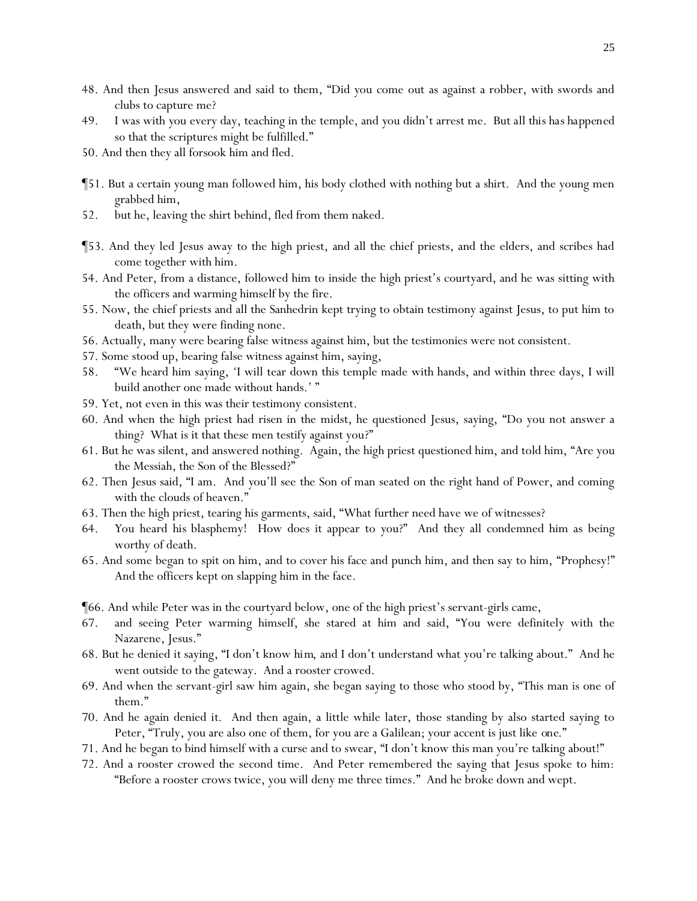48. And then Jesus answered and said to them, "Did you come out as against a robber, with swords and clubs to capture me?
49. I was with you every day, teaching in the temple, and you didn't arrest me. But all this has happened so that the scriptures might be fulfilled."
50. And then they all forsook him and fled.

¶51. But a certain young man followed him, his body clothed with nothing but a shirt. And the young men grabbed him,
52. but he, leaving the shirt behind, fled from them naked.

¶53. And they led Jesus away to the high priest, and all the chief priests, and the elders, and scribes had come together with him.
54. And Peter, from a distance, followed him to inside the high priest's courtyard, and he was sitting with the officers and warming himself by the fire.
55. Now, the chief priests and all the Sanhedrin kept trying to obtain testimony against Jesus, to put him to death, but they were finding none.
56. Actually, many were bearing false witness against him, but the testimonies were not consistent.
57. Some stood up, bearing false witness against him, saying,
58. "We heard him saying, 'I will tear down this temple made with hands, and within three days, I will build another one made without hands.' "
59. Yet, not even in this was their testimony consistent.
60. And when the high priest had risen in the midst, he questioned Jesus, saying, "Do you not answer a thing? What is it that these men testify against you?"
61. But he was silent, and answered nothing. Again, the high priest questioned him, and told him, "Are you the Messiah, the Son of the Blessed?"
62. Then Jesus said, "I am. And you'll see the Son of man seated on the right hand of Power, and coming with the clouds of heaven."
63. Then the high priest, tearing his garments, said, "What further need have we of witnesses?
64. You heard his blasphemy! How does it appear to you?" And they all condemned him as being worthy of death.
65. And some began to spit on him, and to cover his face and punch him, and then say to him, "Prophesy!" And the officers kept on slapping him in the face.

¶66. And while Peter was in the courtyard below, one of the high priest's servant-girls came,
67. and seeing Peter warming himself, she stared at him and said, "You were definitely with the Nazarene, Jesus."
68. But he denied it saying, "I don't know *him*, and I don't understand what you're talking about." And he went outside to the gateway. And a rooster crowed.
69. And when the servant-girl saw him again, she began saying to those who stood by, "This man is one of them."
70. And he again denied it. And then again, a little while later, those standing by also started saying to Peter, "Truly, you are also one of them, for you are a Galilean; your accent is just like *one*."
71. And he began to bind himself with a curse and to swear, "I don't know this man you're talking about!"
72. And a rooster crowed the second time. And Peter remembered the saying that Jesus spoke to him: "Before a rooster crows twice, you will deny me three times." And he broke down and wept.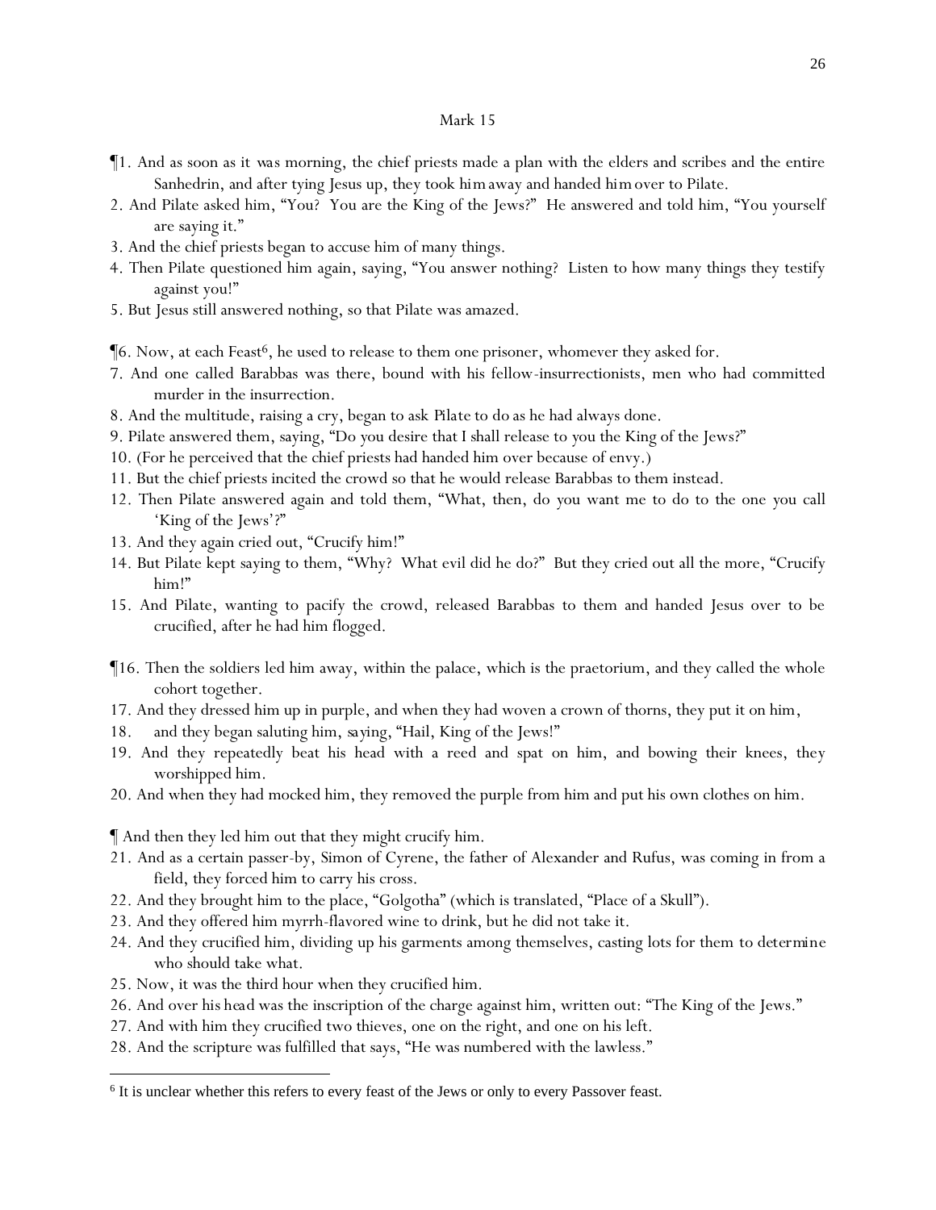# Mark 15

¶1. And as soon as it was morning, the chief priests made a plan with the elders and scribes and the entire Sanhedrin, and after tying Jesus up, they took *him* away and handed *him* over to Pilate.

2. And Pilate asked him, "You? You are the King of the Jews?" He answered and told him, "You yourself are saying it."

3. And the chief priests began to accuse him of many things.

4. Then Pilate questioned him again, saying, "You answer nothing? Listen to how many things they testify against you!"

5. But Jesus still answered nothing, so that Pilate was amazed.

¶6. Now, at each Feast[6], he used to release to them one prisoner, whomever they asked for.

7. And one called Barabbas was there, bound with his fellow-insurrectionists, men who had committed murder in the insurrection.

8. And the multitude, raising a cry, began to ask *Pilate* to do as he had always done.

9. Pilate answered them, saying, "Do you desire that I shall release to you the King of the Jews?"

10. (For he perceived that the chief priests had handed him over because of envy.)

11. But the chief priests incited the crowd so that he would release Barabbas to them instead.

12. Then Pilate answered again and told them, "What, then, do you want me to do to the one you call 'King of the Jews'?"

13. And they again cried out, "Crucify him!"

14. But Pilate kept saying to them, "Why? What evil did he do?" But they cried out all the more, "Crucify him!"

15. And Pilate, wanting to pacify the crowd, released Barabbas to them and handed Jesus over to be crucified, after he had him flogged.

¶16. Then the soldiers led him away, within the palace, which is the praetorium, and they called the whole cohort together.

17. And they dressed him up in purple, and when they had woven a crown of thorns, they put it on him,

18. and they began saluting him, *saying*, "Hail, King of the Jews!"

19. And they repeatedly beat his head with a reed and spat on him, and bowing their knees, they worshipped him.

20. And when they had mocked him, they removed the purple from him and put his own clothes on him.

¶ And then they led him out that they might crucify him.

21. And as a certain passer-by, Simon of Cyrene, the father of Alexander and Rufus, was coming in from a field, they forced him to carry his cross.

22. And they brought him to the place, "Golgotha" (which is translated, "Place of a Skull").

23. And they offered him myrrh-flavored wine to drink, but he did not take it.

24. And they crucified him, dividing up his garments among themselves, casting lots for them *to determine* who should take what.

25. Now, it was the third hour when they crucified him.

26. And over *his head* was the inscription of the charge against him, written out: "The King of the Jews."

27. And with him they crucified two thieves, one on the right, and one on his left.

28. And the scripture was fulfilled that says, "He was numbered with the lawless."

---

[6] It is unclear whether this refers to every feast of the Jews or only to every Passover feast.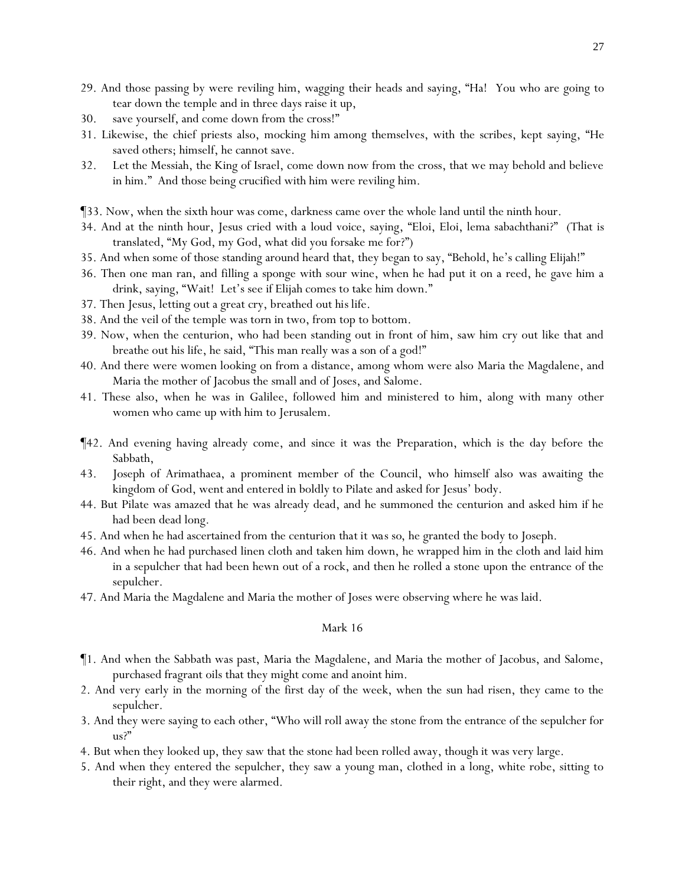29. And those passing by were reviling him, wagging their heads and saying, "Ha! You who are going to tear down the temple and in three days raise it up,
30. save yourself, and come down from the cross!"
31. Likewise, the chief priests also, mocking him among themselves, with the scribes, kept saying, "He saved others; himself, he cannot save.
32. Let the Messiah, the King of Israel, come down now from the cross, that we may behold and believe in him." And those being crucified with him were reviling him.

¶33. Now, when the sixth hour was come, darkness came over the whole land until the ninth hour.
34. And at the ninth hour, Jesus cried with a loud voice, saying, "Eloi, Eloi, lema sabachthani?" (That is translated, "My God, my God, what did you forsake me for?")
35. And when some of those standing around heard that, they began to say, "Behold, he's calling Elijah!"
36. Then one man ran, and filling a sponge with sour wine, when he had put it on a reed, he gave him a drink, saying, "Wait! Let's see if Elijah comes to take him down."
37. Then Jesus, letting out a great cry, breathed out his life.
38. And the veil of the temple was torn in two, from top to bottom.
39. Now, when the centurion, who had been standing out in front of him, saw him cry out like that and breathe out his life, he said, "This man really was a son of a god!"
40. And there were women looking on from a distance, among whom were also Maria the Magdalene, and Maria the mother of Jacobus the small and of Joses, and Salome.
41. These also, when he was in Galilee, followed him and ministered to him, along with many other women who came up with him to Jerusalem.

¶42. And evening having already come, and since it was the Preparation, which is the day before the Sabbath,
43. Joseph of Arimathaea, a prominent member of the Council, who himself also was awaiting the kingdom of God, went and entered in boldly to Pilate and asked for Jesus' body.
44. But Pilate was amazed that he was already dead, and he summoned the centurion and asked him if he had been dead long.
45. And when he had ascertained from the centurion that it was so, he granted the body to Joseph.
46. And when he had purchased linen cloth and taken him down, he wrapped him in the cloth and laid him in a sepulcher that had been hewn out of a rock, and then he rolled a stone upon the entrance of the sepulcher.
47. And Maria the Magdalene and Maria the mother of Joses were observing where he was laid.

## Mark 16

¶1. And when the Sabbath was past, Maria the Magdalene, and Maria the mother of Jacobus, and Salome, purchased fragrant oils that they might come and anoint him.
2. And very early in the morning of the first day of the week, when the sun had risen, they came to the sepulcher.
3. And they were saying to each other, "Who will roll away the stone from the entrance of the sepulcher for us?"
4. But when they looked up, they saw that the stone had been rolled away, though it was very large.
5. And when they entered the sepulcher, they saw a young man, clothed in a long, white robe, sitting to their right, and they were alarmed.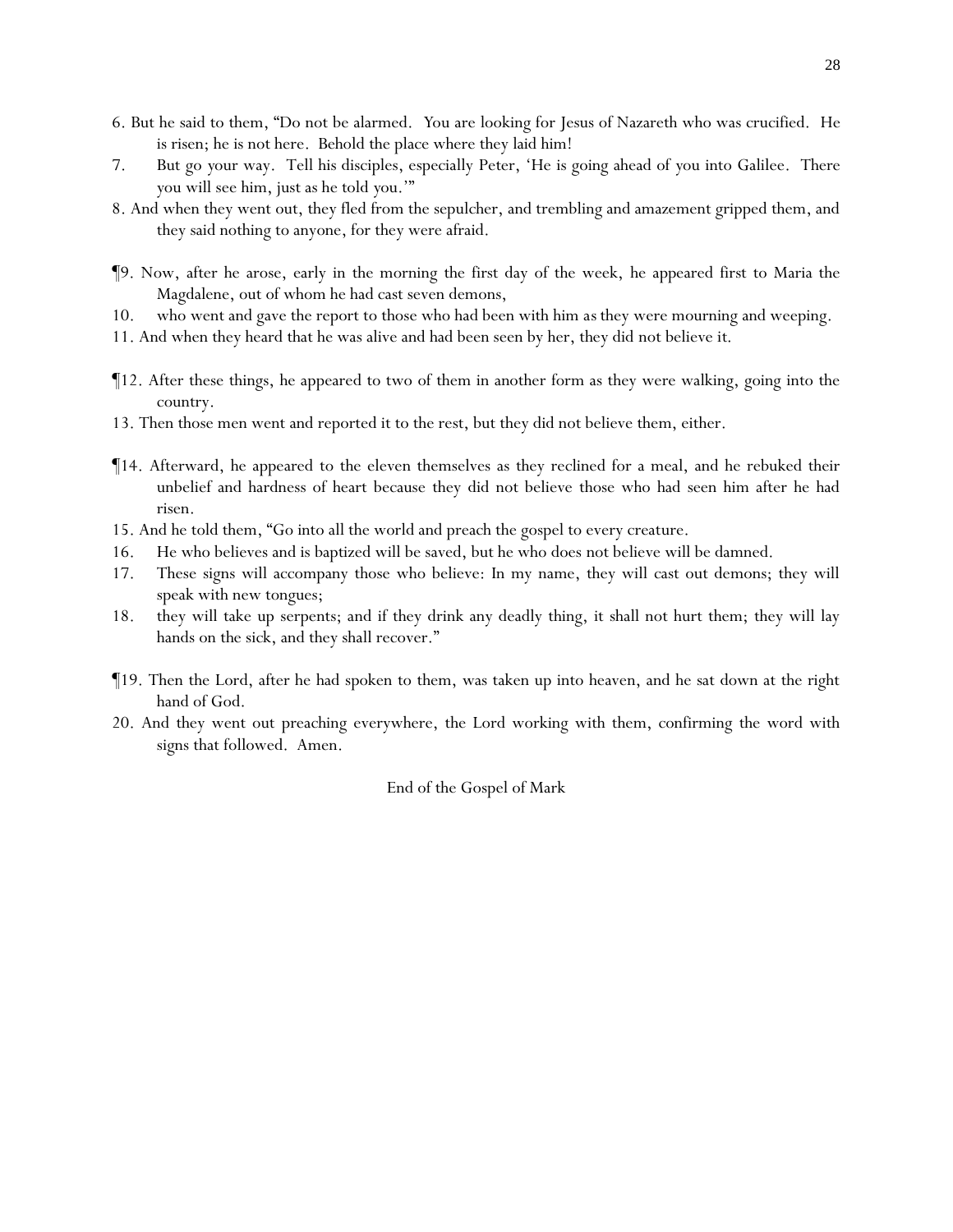6. But he said to them, "Do not be alarmed. You are looking for Jesus of Nazareth who was crucified. He is risen; he is not here. Behold the place where they laid him!

7. But go your way. Tell his disciples, especially Peter, 'He is going ahead of you into Galilee. There you will see him, just as he told you.'"

8. And when they went out, they fled from the sepulcher, and trembling and amazement gripped them, and they said nothing to anyone, for they were afraid.

¶9. Now, after he arose, early in the morning the first day of the week, he appeared first to Maria the Magdalene, out of whom he had cast seven demons,

10. who went and gave the report to those who had been with him as they were mourning and weeping.

11. And when they heard that he was alive and had been seen by her, they did not believe it.

¶12. After these things, he appeared to two of them in another form as they were walking, going into the country.

13. Then those men went and reported it to the rest, but they did not believe them, either.

¶14. Afterward, he appeared to the eleven themselves as they reclined for a meal, and he rebuked their unbelief and hardness of heart because they did not believe those who had seen him after he had risen.

15. And he told them, "Go into all the world and preach the gospel to every creature.

16. He who believes and is baptized will be saved, but he who does not believe will be damned.

17. These signs will accompany those who believe: In my name, they will cast out demons; they will speak with new tongues;

18. they will take up serpents; and if they drink any deadly thing, it shall not hurt them; they will lay hands on the sick, and they shall recover."

¶19. Then the Lord, after he had spoken to them, was taken up into heaven, and he sat down at the right hand of God.

20. And they went out preaching everywhere, the Lord working with them, confirming the word with signs that followed. Amen.

End of the Gospel of Mark